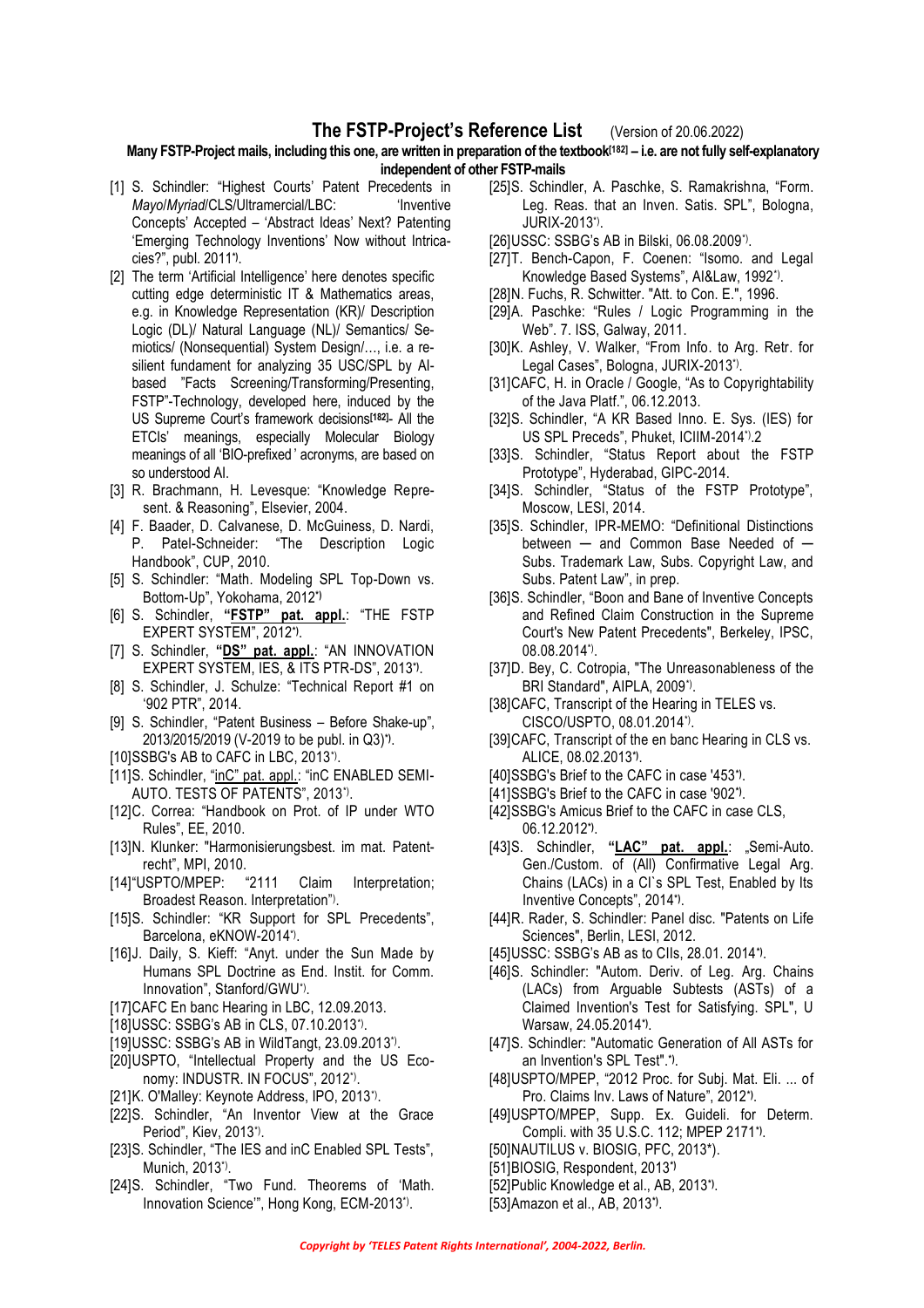# The FSTP-Project's Reference List (Version of 20.06.2022)

**Many FSTP-Project mails, including this one, are written in preparation of the textbook[182] – i.e. are not fully self-explanatory independent of other FSTP-mails**

[1] S. Schindler: "Highest Courts' Patent Precedents in *Mayo*/*Myriad*/CLS/Ultramercial/LBC: 'Inventive Concepts' Accepted – 'Abstract Ideas' Next? Patenting 'Emerging Technology Inventions' Now without Intricacies?", publ. 2011*).

[2] The term 'Artificial Intelligence' here denotes specific cutting edge deterministic IT & Mathematics areas, e.g. in Knowledge Representation (KR)/ Description Logic (DL)/ Natural Language (NL)/ Semantics/ Semiotics/ (Nonsequential) System Design/…, i.e. a resilient fundament for analyzing 35 USC/SPL by AI-based "Facts Screening/Transforming/Presenting, FSTP"-Technology, developed here, induced by the US Supreme Court's framework decisions[182]- All the ETCIs' meanings, especially Molecular Biology meanings of all 'BIO-prefixed ' acronyms, are based on so understood AI.

[3] R. Brachmann, H. Levesque: "Knowledge Represent. & Reasoning", Elsevier, 2004.

[4] F. Baader, D. Calvanese, D. McGuiness, D. Nardi, P. Patel-Schneider: "The Description Logic Handbook", CUP, 2010.

[5] S. Schindler: "Math. Modeling SPL Top-Down vs. Bottom-Up", Yokohama, 2012*)

[6] S. Schindler, **"FSTP" pat. appl.**: "THE FSTP EXPERT SYSTEM", 2012*).

[7] S. Schindler, **"DS" pat. appl.**: "AN INNOVATION EXPERT SYSTEM, IES, & ITS PTR-DS", 2013*).

[8] S. Schindler, J. Schulze: "Technical Report #1 on '902 PTR", 2014.

[9] S. Schindler, "Patent Business – Before Shake-up", 2013/2015/2019 (V-2019 to be publ. in Q3)*).

[10] SSBG's AB to CAFC in LBC, 2013*).

[11] S. Schindler, "inC" pat. appl.: "inC ENABLED SEMI-AUTO. TESTS OF PATENTS", 2013*).

[12] C. Correa: "Handbook on Prot. of IP under WTO Rules", EE, 2010.

[13] N. Klunker: "Harmonisierungsbest. im mat. Patentrecht", MPI, 2010.

[14] "USPTO/MPEP: "2111 Claim Interpretation; Broadest Reason. Interpretation"*).

[15] S. Schindler: "KR Support for SPL Precedents", Barcelona, eKNOW-2014*).

[16] J. Daily, S. Kieff: "Anyt. under the Sun Made by Humans SPL Doctrine as End. Instit. for Comm. Innovation", Stanford/GWU*).

[17] CAFC En banc Hearing in LBC, 12.09.2013.

[18] USSC: SSBG's AB in CLS, 07.10.2013*).

[19] USSC: SSBG's AB in WildTangt, 23.09.2013*).

[20] USPTO, "Intellectual Property and the US Economy: INDUSTR. IN FOCUS", 2012*).

[21] K. O'Malley: Keynote Address, IPO, 2013*).

[22] S. Schindler, "An Inventor View at the Grace Period", Kiev, 2013*).

[23] S. Schindler, "The IES and inC Enabled SPL Tests", Munich, 2013*).

[24] S. Schindler, "Two Fund. Theorems of 'Math. Innovation Science'", Hong Kong, ECM-2013*).

[25] S. Schindler, A. Paschke, S. Ramakrishna, "Form. Leg. Reas. that an Inven. Satis. SPL", Bologna, JURIX-2013*).

[26] USSC: SSBG's AB in Bilski, 06.08.2009*).

[27] T. Bench-Capon, F. Coenen: "Isomo. and Legal Knowledge Based Systems", AI&Law, 1992*).

[28] N. Fuchs, R. Schwitter. "Att. to Con. E.", 1996.

[29] A. Paschke: "Rules / Logic Programming in the Web". 7. ISS, Galway, 2011.

[30] K. Ashley, V. Walker, "From Info. to Arg. Retr. for Legal Cases", Bologna, JURIX-2013*).

[31] CAFC, H. in Oracle / Google, "As to Copyrightability of the Java Platf.", 06.12.2013.

[32] S. Schindler, "A KR Based Inno. E. Sys. (IES) for US SPL Preceds", Phuket, ICIIM-2014*).2

[33] S. Schindler, "Status Report about the FSTP Prototype", Hyderabad, GIPC-2014.

[34] S. Schindler, "Status of the FSTP Prototype", Moscow, LESI, 2014.

[35] S. Schindler, IPR-MEMO: "Definitional Distinctions between — and Common Base Needed of — Subs. Trademark Law, Subs. Copyright Law, and Subs. Patent Law", in prep.

[36] S. Schindler, "Boon and Bane of Inventive Concepts and Refined Claim Construction in the Supreme Court's New Patent Precedents", Berkeley, IPSC, 08.08.2014*).

[37] D. Bey, C. Cotropia, "The Unreasonableness of the BRI Standard", AIPLA, 2009*).

[38] CAFC, Transcript of the Hearing in TELES vs. CISCO/USPTO, 08.01.2014*).

[39] CAFC, Transcript of the en banc Hearing in CLS vs. ALICE, 08.02.2013*).

[40] SSBG's Brief to the CAFC in case '453*).

[41] SSBG's Brief to the CAFC in case '902*).

[42] SSBG's Amicus Brief to the CAFC in case CLS, 06.12.2012*).

[43] S. Schindler, **"LAC" pat. appl.**: „Semi-Auto. Gen./Custom. of (All) Confirmative Legal Arg. Chains (LACs) in a CI`s SPL Test, Enabled by Its Inventive Concepts", 2014*).

[44] R. Rader, S. Schindler: Panel disc. "Patents on Life Sciences", Berlin, LESI, 2012.

[45] USSC: SSBG's AB as to CIIs, 28.01. 2014*).

[46] S. Schindler: "Autom. Deriv. of Leg. Arg. Chains (LACs) from Arguable Subtests (ASTs) of a Claimed Invention's Test for Satisfying. SPL", U Warsaw, 24.05.2014*).

[47] S. Schindler: "Automatic Generation of All ASTs for an Invention's SPL Test".*).

[48] USPTO/MPEP, "2012 Proc. for Subj. Mat. Eli. ... of Pro. Claims Inv. Laws of Nature", 2012*).

[49] USPTO/MPEP, Supp. Ex. Guideli. for Determ. Compli. with 35 U.S.C. 112; MPEP 2171*).

[50] NAUTILUS v. BIOSIG, PFC, 2013*).

[51] BIOSIG, Respondent, 2013*)

[52] Public Knowledge et al., AB, 2013*).

[53] Amazon et al., AB, 2013*).

*Copyright by 'TELES Patent Rights International', 2004-2022, Berlin.*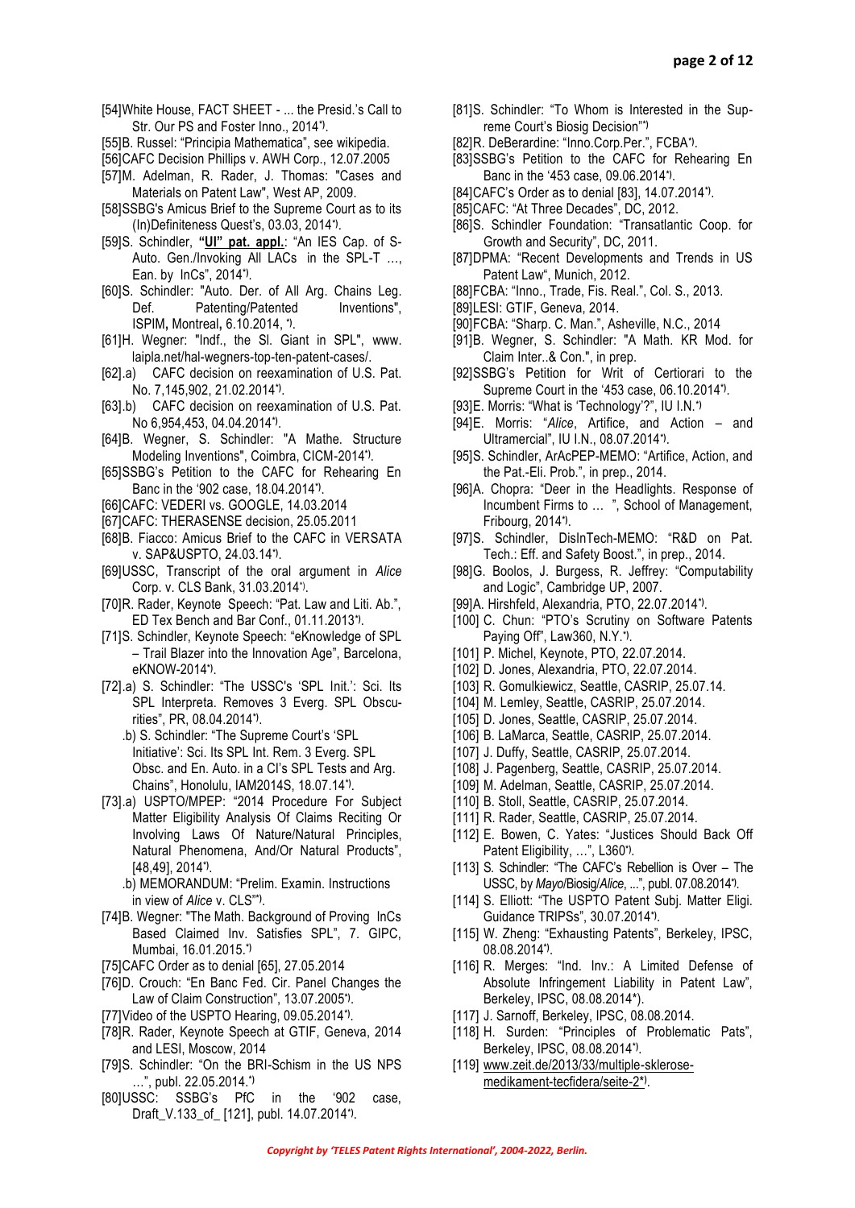[54]White House, FACT SHEET - ... the Presid.'s Call to Str. Our PS and Foster Inno., 2014*).

[55]B. Russel: "Principia Mathematica", see wikipedia.

[56]CAFC Decision Phillips v. AWH Corp., 12.07.2005

[57]M. Adelman, R. Rader, J. Thomas: "Cases and Materials on Patent Law", West AP, 2009.

[58]SSBG's Amicus Brief to the Supreme Court as to its (In)Definiteness Quest's, 03.03, 2014*).

[59]S. Schindler, **"UI" pat. appl.**: "An IES Cap. of S-Auto. Gen./Invoking All LACs in the SPL-T …, Ean. by InCs", 2014*).

[60]S. Schindler: "Auto. Der. of All Arg. Chains Leg. Def. Patenting/Patented Inventions", ISPIM, Montreal, 6.10.2014, *).

[61]H. Wegner: "Indf., the Sl. Giant in SPL", www. laipla.net/hal-wegners-top-ten-patent-cases/.

[62].a) CAFC decision on reexamination of U.S. Pat. No. 7,145,902, 21.02.2014*).

[63].b) CAFC decision on reexamination of U.S. Pat. No 6,954,453, 04.04.2014*).

[64]B. Wegner, S. Schindler: "A Mathe. Structure Modeling Inventions", Coimbra, CICM-2014*).

[65]SSBG's Petition to the CAFC for Rehearing En Banc in the '902 case, 18.04.2014*).

[66]CAFC: VEDERI vs. GOOGLE, 14.03.2014

[67]CAFC: THERASENSE decision, 25.05.2011

[68]B. Fiacco: Amicus Brief to the CAFC in VERSATA v. SAP&USPTO, 24.03.14*).

[69]USSC, Transcript of the oral argument in *Alice* Corp. v. CLS Bank, 31.03.2014*).

[70]R. Rader, Keynote Speech: "Pat. Law and Liti. Ab.", ED Tex Bench and Bar Conf., 01.11.2013*).

[71]S. Schindler, Keynote Speech: "eKnowledge of SPL – Trail Blazer into the Innovation Age", Barcelona, eKNOW-2014*).

[72].a) S. Schindler: "The USSC's 'SPL Init.': Sci. Its SPL Interpreta. Removes 3 Everg. SPL Obscurities", PR, 08.04.2014*).

.b) S. Schindler: "The Supreme Court's 'SPL Initiative': Sci. Its SPL Int. Rem. 3 Everg. SPL Obsc. and En. Auto. in a CI's SPL Tests and Arg. Chains", Honolulu, IAM2014S, 18.07.14*).

[73].a) USPTO/MPEP: "2014 Procedure For Subject Matter Eligibility Analysis Of Claims Reciting Or Involving Laws Of Nature/Natural Principles, Natural Phenomena, And/Or Natural Products", [48,49], 2014*).

.b) MEMORANDUM: "Prelim. Examin. Instructions in view of *Alice* v. CLS"*).

[74]B. Wegner: "The Math. Background of Proving InCs Based Claimed Inv. Satisfies SPL", 7. GIPC, Mumbai, 16.01.2015.*)

[75]CAFC Order as to denial [65], 27.05.2014

[76]D. Crouch: "En Banc Fed. Cir. Panel Changes the Law of Claim Construction", 13.07.2005*).

[77]Video of the USPTO Hearing, 09.05.2014*).

[78]R. Rader, Keynote Speech at GTIF, Geneva, 2014 and LESI, Moscow, 2014

[79]S. Schindler: "On the BRI-Schism in the US NPS …", publ. 22.05.2014.*)

[80]USSC: SSBG's PfC in the '902 case, Draft_V.133_of_ [121], publ. 14.07.2014*).

[81]S. Schindler: "To Whom is Interested in the Supreme Court's Biosig Decision"*)

[82]R. DeBerardine: "Inno.Corp.Per.", FCBA*).

[83]SSBG's Petition to the CAFC for Rehearing En Banc in the '453 case, 09.06.2014*).

[84]CAFC's Order as to denial [83], 14.07.2014*).

[85]CAFC: "At Three Decades", DC, 2012.

[86]S. Schindler Foundation: "Transatlantic Coop. for Growth and Security", DC, 2011.

[87]DPMA: "Recent Developments and Trends in US Patent Law", Munich, 2012.

[88]FCBA: "Inno., Trade, Fis. Real.", Col. S., 2013.

[89]LESI: GTIF, Geneva, 2014.

[90]FCBA: "Sharp. C. Man.", Asheville, N.C., 2014

[91]B. Wegner, S. Schindler: "A Math. KR Mod. for Claim Inter..& Con.", in prep.

[92]SSBG's Petition for Writ of Certiorari to the Supreme Court in the '453 case, 06.10.2014*).

[93]E. Morris: "What is 'Technology'?", IU I.N.*)

[94]E. Morris: "*Alice*, Artifice, and Action – and Ultramercial", IU I.N., 08.07.2014*).

[95]S. Schindler, ArAcPEP-MEMO: "Artifice, Action, and the Pat.-Eli. Prob.", in prep., 2014.

[96]A. Chopra: "Deer in the Headlights. Response of Incumbent Firms to … ", School of Management, Fribourg, 2014*).

[97]S. Schindler, DisInTech-MEMO: "R&D on Pat. Tech.: Eff. and Safety Boost.", in prep., 2014.

[98]G. Boolos, J. Burgess, R. Jeffrey: "Computability and Logic", Cambridge UP, 2007.

[99]A. Hirshfeld, Alexandria, PTO, 22.07.2014*).

[100] C. Chun: "PTO's Scrutiny on Software Patents Paying Off", Law360, N.Y.*).

[101] P. Michel, Keynote, PTO, 22.07.2014.

[102] D. Jones, Alexandria, PTO, 22.07.2014.

[103] R. Gomulkiewicz, Seattle, CASRIP, 25.07.14.

[104] M. Lemley, Seattle, CASRIP, 25.07.2014.

[105] D. Jones, Seattle, CASRIP, 25.07.2014.

[106] B. LaMarca, Seattle, CASRIP, 25.07.2014.

[107] J. Duffy, Seattle, CASRIP, 25.07.2014.

[108] J. Pagenberg, Seattle, CASRIP, 25.07.2014.

[109] M. Adelman, Seattle, CASRIP, 25.07.2014.

[110] B. Stoll, Seattle, CASRIP, 25.07.2014.

[111] R. Rader, Seattle, CASRIP, 25.07.2014.

[112] E. Bowen, C. Yates: "Justices Should Back Off Patent Eligibility, …", L360*).

[113] S. Schindler: "The CAFC's Rebellion is Over – The USSC, by *Mayo*/Biosig/*Alice*, ...", publ. 07.08.2014*).

[114] S. Elliott: "The USPTO Patent Subj. Matter Eligi. Guidance TRIPSs", 30.07.2014*).

[115] W. Zheng: "Exhausting Patents", Berkeley, IPSC, 08.08.2014*).

[116] R. Merges: "Ind. Inv.: A Limited Defense of Absolute Infringement Liability in Patent Law", Berkeley, IPSC, 08.08.2014*).

[117] J. Sarnoff, Berkeley, IPSC, 08.08.2014.

[118] H. Surden: "Principles of Problematic Pats", Berkeley, IPSC, 08.08.2014*).

[119] www.zeit.de/2013/33/multiple-sklerose-medikament-tecfidera/seite-2*).

*Copyright by 'TELES Patent Rights International', 2004-2022, Berlin.*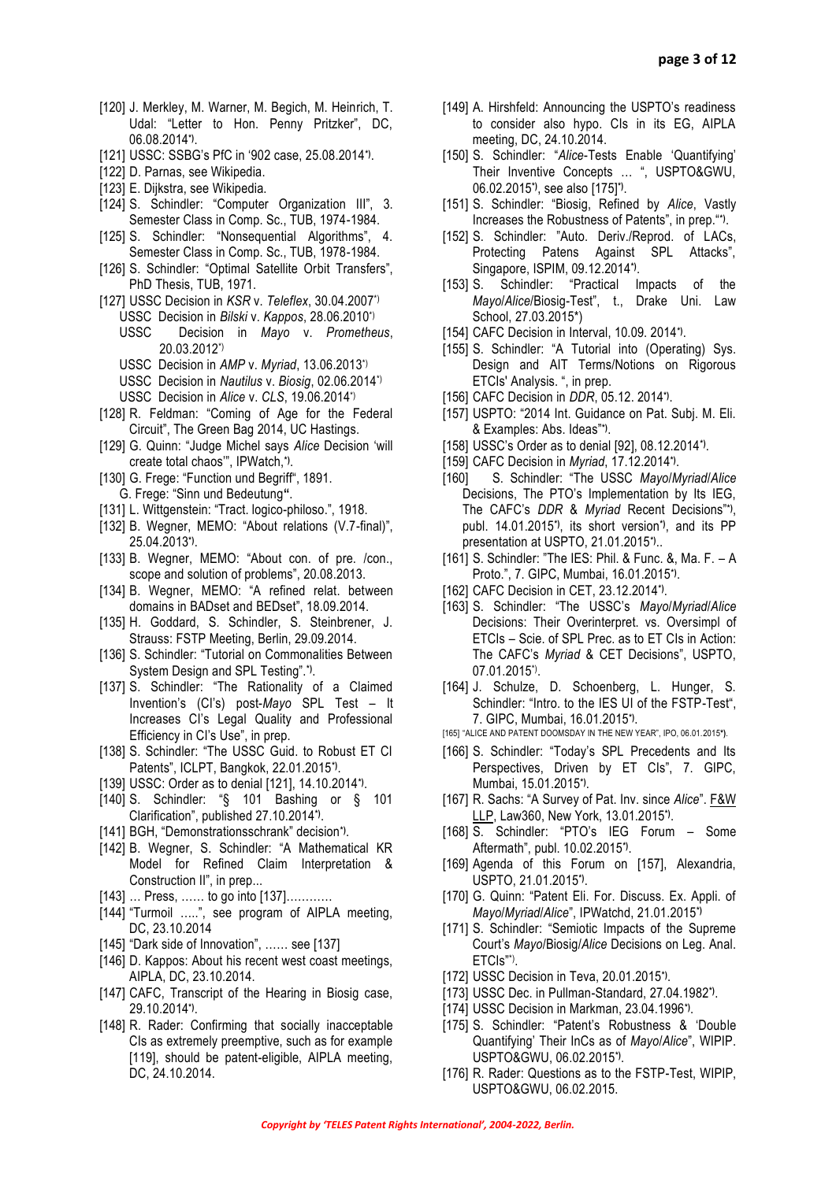[120] J. Merkley, M. Warner, M. Begich, M. Heinrich, T. Udal: "Letter to Hon. Penny Pritzker", DC, 06.08.2014*).

[121] USSC: SSBG's PfC in '902 case, 25.08.2014*).

[122] D. Parnas, see Wikipedia.

[123] E. Dijkstra, see Wikipedia.

[124] S. Schindler: "Computer Organization III", 3. Semester Class in Comp. Sc., TUB, 1974-1984.

[125] S. Schindler: "Nonsequential Algorithms", 4. Semester Class in Comp. Sc., TUB, 1978-1984.

[126] S. Schindler: "Optimal Satellite Orbit Transfers", PhD Thesis, TUB, 1971.

[127] USSC Decision in *KSR* v. *Teleflex*, 30.04.2007*)
USSC Decision in *Bilski* v. *Kappos*, 28.06.2010*)
USSC Decision in *Mayo* v. *Prometheus*, 20.03.2012*)
USSC Decision in *AMP* v. *Myriad*, 13.06.2013*)
USSC Decision in *Nautilus* v. *Biosig*, 02.06.2014*)
USSC Decision in *Alice* v. *CLS*, 19.06.2014*)

[128] R. Feldman: "Coming of Age for the Federal Circuit", The Green Bag 2014, UC Hastings.

[129] G. Quinn: "Judge Michel says *Alice* Decision 'will create total chaos'", IPWatch,*).

[130] G. Frege: "Function und Begriff", 1891.
G. Frege: "Sinn und Bedeutung".

[131] L. Wittgenstein: "Tract. logico-philoso.", 1918.

[132] B. Wegner, MEMO: "About relations (V.7-final)", 25.04.2013*).

[133] B. Wegner, MEMO: "About con. of pre. /con., scope and solution of problems", 20.08.2013.

[134] B. Wegner, MEMO: "A refined relat. between domains in BADset and BEDset", 18.09.2014.

[135] H. Goddard, S. Schindler, S. Steinbrener, J. Strauss: FSTP Meeting, Berlin, 29.09.2014.

[136] S. Schindler: "Tutorial on Commonalities Between System Design and SPL Testing".*).

[137] S. Schindler: "The Rationality of a Claimed Invention's (CI's) post-*Mayo* SPL Test – It Increases CI's Legal Quality and Professional Efficiency in CI's Use", in prep.

[138] S. Schindler: "The USSC Guid. to Robust ET CI Patents", ICLPT, Bangkok, 22.01.2015*).

[139] USSC: Order as to denial [121], 14.10.2014*).

[140] S. Schindler: "§ 101 Bashing or § 101 Clarification", published 27.10.2014*).

[141] BGH, "Demonstrationsschrank" decision*).

[142] B. Wegner, S. Schindler: "A Mathematical KR Model for Refined Claim Interpretation & Construction II", in prep...

[143] … Press, …… to go into [137]…………

[144] "Turmoil …..", see program of AIPLA meeting, DC, 23.10.2014

[145] "Dark side of Innovation", …… see [137]

[146] D. Kappos: About his recent west coast meetings, AIPLA, DC, 23.10.2014.

[147] CAFC, Transcript of the Hearing in Biosig case, 29.10.2014*).

[148] R. Rader: Confirming that socially inacceptable CIs as extremely preemptive, such as for example [119], should be patent-eligible, AIPLA meeting, DC, 24.10.2014.

[149] A. Hirshfeld: Announcing the USPTO's readiness to consider also hypo. CIs in its EG, AIPLA meeting, DC, 24.10.2014.

[150] S. Schindler: "*Alice*-Tests Enable 'Quantifying' Their Inventive Concepts … ", USPTO&GWU, 06.02.2015*), see also [175]*).

[151] S. Schindler: "Biosig, Refined by *Alice*, Vastly Increases the Robustness of Patents", in prep."*).

[152] S. Schindler: "Auto. Deriv./Reprod. of LACs, Protecting Patens Against SPL Attacks", Singapore, ISPIM, 09.12.2014*).

[153] S. Schindler: "Practical Impacts of the *Mayo*/*Alice*/Biosig-Test", t., Drake Uni. Law School, 27.03.2015*)

[154] CAFC Decision in Interval, 10.09. 2014*).

[155] S. Schindler: "A Tutorial into (Operating) Sys. Design and AIT Terms/Notions on Rigorous ETCIs' Analysis. ", in prep.

[156] CAFC Decision in *DDR*, 05.12. 2014*).

[157] USPTO: "2014 Int. Guidance on Pat. Subj. M. Eli. & Examples: Abs. Ideas"*).

[158] USSC's Order as to denial [92], 08.12.2014*).

[159] CAFC Decision in *Myriad*, 17.12.2014*).

[160] S. Schindler: "The USSC *Mayo*/*Myriad*/*Alice* Decisions, The PTO's Implementation by Its IEG, The CAFC's *DDR* & *Myriad* Recent Decisions"*), publ. 14.01.2015*), its short version*), and its PP presentation at USPTO, 21.01.2015*)..

[161] S. Schindler: "The IES: Phil. & Func. &, Ma. F. – A Proto.", 7. GIPC, Mumbai, 16.01.2015*).

[162] CAFC Decision in CET, 23.12.2014*).

[163] S. Schindler: "The USSC's *Mayo*/*Myriad*/*Alice* Decisions: Their Overinterpret. vs. Oversimpl of ETCIs – Scie. of SPL Prec. as to ET CIs in Action: The CAFC's *Myriad* & CET Decisions", USPTO, 07.01.2015*).

[164] J. Schulze, D. Schoenberg, L. Hunger, S. Schindler: "Intro. to the IES UI of the FSTP-Test", 7. GIPC, Mumbai, 16.01.2015*).

[165] "ALICE AND PATENT DOOMSDAY IN THE NEW YEAR", IPO, 06.01.2015*).

[166] S. Schindler: "Today's SPL Precedents and Its Perspectives, Driven by ET CIs", 7. GIPC, Mumbai, 15.01.2015*).

[167] R. Sachs: "A Survey of Pat. Inv. since *Alice*". F&W LLP, Law360, New York, 13.01.2015*).

[168] S. Schindler: "PTO's IEG Forum – Some Aftermath", publ. 10.02.2015*).

[169] Agenda of this Forum on [157], Alexandria, USPTO, 21.01.2015*).

[170] G. Quinn: "Patent Eli. For. Discuss. Ex. Appli. of *Mayo*/*Myriad*/*Alice*", IPWatchd, 21.01.2015*)

[171] S. Schindler: "Semiotic Impacts of the Supreme Court's *Mayo*/Biosig/*Alice* Decisions on Leg. Anal. ETCIs"*).

[172] USSC Decision in Teva, 20.01.2015*).

[173] USSC Dec. in Pullman-Standard, 27.04.1982*).

[174] USSC Decision in Markman, 23.04.1996*).

[175] S. Schindler: "Patent's Robustness & 'Double Quantifying' Their InCs as of *Mayo*/*Alice*", WIPIP. USPTO&GWU, 06.02.2015*).

[176] R. Rader: Questions as to the FSTP-Test, WIPIP, USPTO&GWU, 06.02.2015.

*Copyright by 'TELES Patent Rights International', 2004-2022, Berlin.*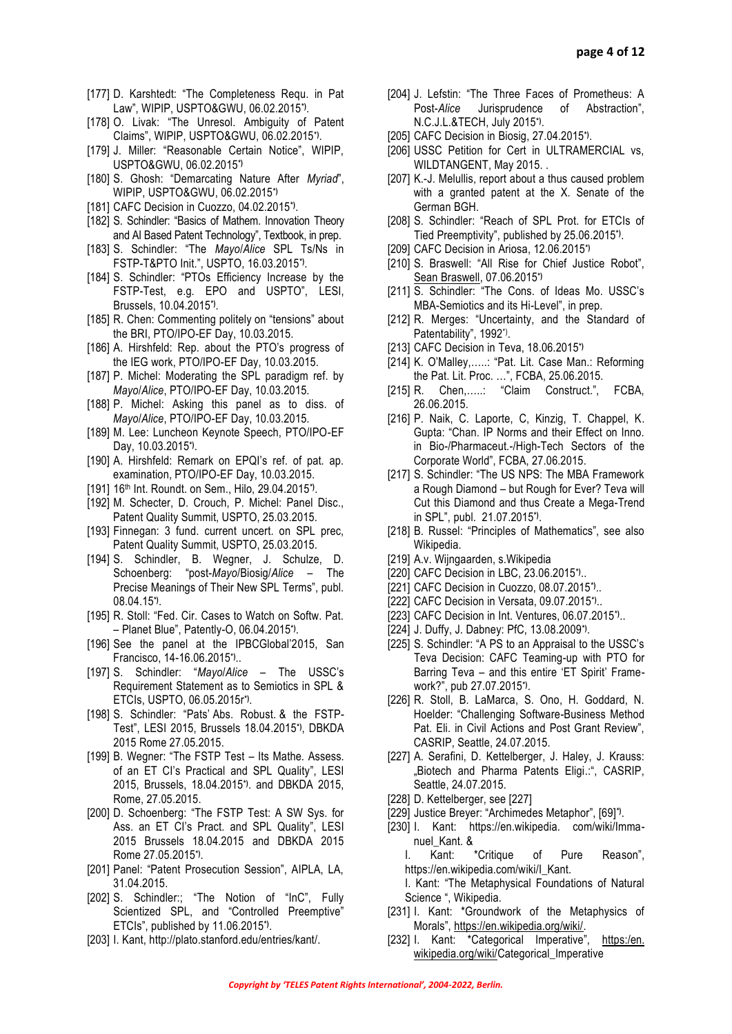[177] D. Karshtedt: "The Completeness Requ. in Pat Law", WIPIP, USPTO&GWU, 06.02.2015*).

[178] O. Livak: "The Unresol. Ambiguity of Patent Claims", WIPIP, USPTO&GWU, 06.02.2015*).

[179] J. Miller: "Reasonable Certain Notice", WIPIP, USPTO&GWU, 06.02.2015*)

[180] S. Ghosh: "Demarcating Nature After *Myriad*", WIPIP, USPTO&GWU, 06.02.2015*)

[181] CAFC Decision in Cuozzo, 04.02.2015*).

[182] S. Schindler: "Basics of Mathem. Innovation Theory and AI Based Patent Technology", Textbook, in prep.

[183] S. Schindler: "The *Mayo*/*Alice* SPL Ts/Ns in FSTP-T&PTO Init.", USPTO, 16.03.2015*).

[184] S. Schindler: "PTOs Efficiency Increase by the FSTP-Test, e.g. EPO and USPTO", LESI, Brussels, 10.04.2015*).

[185] R. Chen: Commenting politely on "tensions" about the BRI, PTO/IPO-EF Day, 10.03.2015.

[186] A. Hirshfeld: Rep. about the PTO's progress of the IEG work, PTO/IPO-EF Day, 10.03.2015.

[187] P. Michel: Moderating the SPL paradigm ref. by *Mayo*/*Alice*, PTO/IPO-EF Day, 10.03.2015.

[188] P. Michel: Asking this panel as to diss. of *Mayo*/*Alice*, PTO/IPO-EF Day, 10.03.2015.

[189] M. Lee: Luncheon Keynote Speech, PTO/IPO-EF Day, 10.03.2015*).

[190] A. Hirshfeld: Remark on EPQI's ref. of pat. ap. examination, PTO/IPO-EF Day, 10.03.2015.

[191] 16th Int. Roundt. on Sem., Hilo, 29.04.2015*).

[192] M. Schecter, D. Crouch, P. Michel: Panel Disc., Patent Quality Summit, USPTO, 25.03.2015.

[193] Finnegan: 3 fund. current uncert. on SPL prec, Patent Quality Summit, USPTO, 25.03.2015.

[194] S. Schindler, B. Wegner, J. Schulze, D. Schoenberg: "post-*Mayo*/Biosig/*Alice* – The Precise Meanings of Their New SPL Terms", publ. 08.04.15*).

[195] R. Stoll: "Fed. Cir. Cases to Watch on Softw. Pat. – Planet Blue", Patently-O, 06.04.2015*).

[196] See the panel at the IPBCGlobal'2015, San Francisco, 14-16.06.2015*)..

[197] S. Schindler: "*Mayo*/*Alice* – The USSC's Requirement Statement as to Semiotics in SPL & ETCIs, USPTO, 06.05.2015r*).

[198] S. Schindler: "Pats' Abs. Robust. & the FSTP-Test", LESI 2015, Brussels 18.04.2015*), DBKDA 2015 Rome 27.05.2015.

[199] B. Wegner: "The FSTP Test – Its Mathe. Assess. of an ET CI's Practical and SPL Quality", LESI 2015, Brussels, 18.04.2015*). and DBKDA 2015, Rome, 27.05.2015.

[200] D. Schoenberg: "The FSTP Test: A SW Sys. for Ass. an ET CI's Pract. and SPL Quality", LESI 2015 Brussels 18.04.2015 and DBKDA 2015 Rome 27.05.2015*).

[201] Panel: "Patent Prosecution Session", AIPLA, LA, 31.04.2015.

[202] S. Schindler:; "The Notion of "InC", Fully Scientized SPL, and "Controlled Preemptive" ETCIs", published by 11.06.2015*).

[203] I. Kant, http://plato.stanford.edu/entries/kant/.

[204] J. Lefstin: "The Three Faces of Prometheus: A Post-*Alice* Jurisprudence of Abstraction", N.C.J.L.&TECH, July 2015*).

[205] CAFC Decision in Biosig, 27.04.2015*).

[206] USSC Petition for Cert in ULTRAMERCIAL vs, WILDTANGENT, May 2015. .

[207] K.-J. Melullis, report about a thus caused problem with a granted patent at the X. Senate of the German BGH.

[208] S. Schindler: "Reach of SPL Prot. for ETCIs of Tied Preemptivity", published by 25.06.2015*).

[209] CAFC Decision in Ariosa, 12.06.2015*)

[210] S. Braswell: "All Rise for Chief Justice Robot", Sean Braswell, 07.06.2015*)

[211] S. Schindler: "The Cons. of Ideas Mo. USSC's MBA-Semiotics and its Hi-Level", in prep.

[212] R. Merges: "Uncertainty, and the Standard of Patentability", 1992*).

[213] CAFC Decision in Teva, 18.06.2015*)

[214] K. O'Malley,…..: "Pat. Lit. Case Man.: Reforming the Pat. Lit. Proc. …", FCBA, 25.06.2015.

[215] R. Chen,…..: "Claim Construct.", FCBA, 26.06.2015.

[216] P. Naik, C. Laporte, C, Kinzig, T. Chappel, K. Gupta: "Chan. IP Norms and their Effect on Inno. in Bio-/Pharmaceut.-/High-Tech Sectors of the Corporate World", FCBA, 27.06.2015.

[217] S. Schindler: "The US NPS: The MBA Framework a Rough Diamond – but Rough for Ever? Teva will Cut this Diamond and thus Create a Mega-Trend in SPL", publ. 21.07.2015*).

[218] B. Russel: "Principles of Mathematics", see also Wikipedia.

[219] A.v. Wijngaarden, s.Wikipedia

[220] CAFC Decision in LBC, 23.06.2015*)..

[221] CAFC Decision in Cuozzo, 08.07.2015*)..

[222] CAFC Decision in Versata, 09.07.2015*)..

[223] CAFC Decision in Int. Ventures, 06.07.2015*)..

[224] J. Duffy, J. Dabney: PfC, 13.08.2009*).

[225] S. Schindler: "A PS to an Appraisal to the USSC's Teva Decision: CAFC Teaming-up with PTO for Barring Teva – and this entire 'ET Spirit' Frame-work?", pub 27.07.2015*).

[226] R. Stoll, B. LaMarca, S. Ono, H. Goddard, N. Hoelder: "Challenging Software-Business Method Pat. Eli. in Civil Actions and Post Grant Review", CASRIP, Seattle, 24.07.2015.

[227] A. Serafini, D. Kettelberger, J. Haley, J. Krauss: „Biotech and Pharma Patents Eligi.:", CASRIP, Seattle, 24.07.2015.

[228] D. Kettelberger, see [227]

[229] Justice Breyer: "Archimedes Metaphor", [69]*).

[230] I. Kant: https://en.wikipedia. com/wiki/Immanuel_Kant. &
I. Kant: *Critique of Pure Reason", https://en.wikipedia.com/wiki/I_Kant.
I. Kant: "The Metaphysical Foundations of Natural Science ", Wikipedia.

[231] I. Kant: *Groundwork of the Metaphysics of Morals", https://en.wikipedia.org/wiki/.

[232] I. Kant: *Categorical Imperative", https:/en.wikipedia.org/wiki/Categorical_Imperative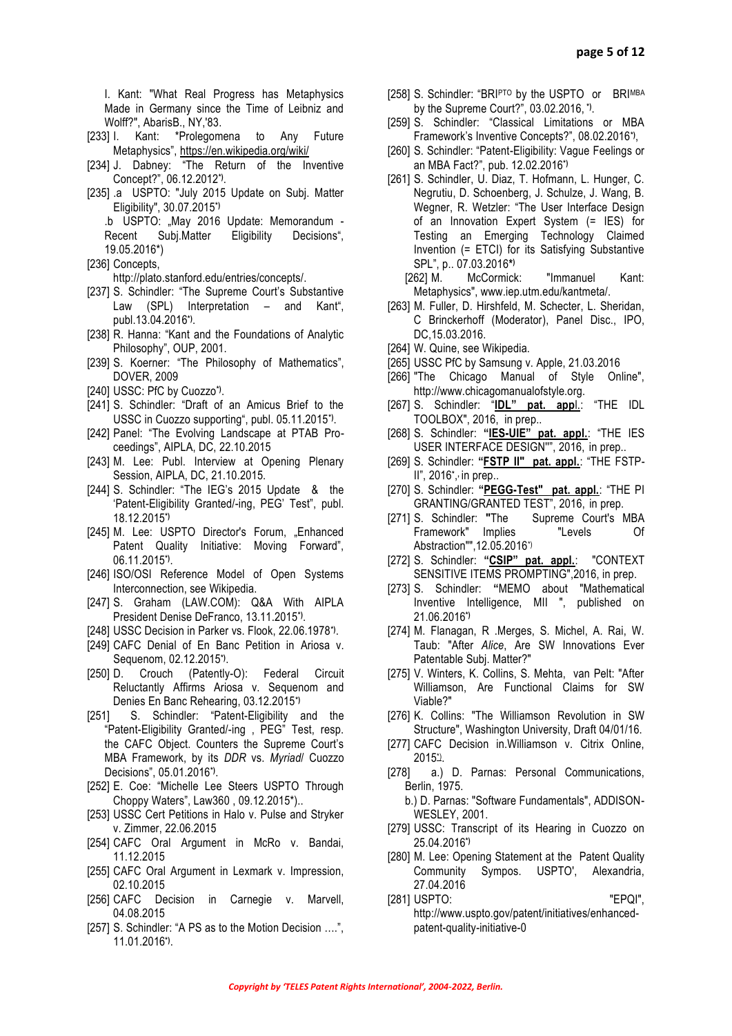I. Kant: "What Real Progress has Metaphysics Made in Germany since the Time of Leibniz and Wolff?", AbarisB., NY,'83.

[233] I. Kant: *Prolegomena to Any Future Metaphysics", https://en.wikipedia.org/wiki/

[234] J. Dabney: "The Return of the Inventive Concept?", 06.12.2012*).

[235] .a USPTO: "July 2015 Update on Subj. Matter Eligibility", 30.07.2015*)
.b USPTO: „May 2016 Update: Memorandum - Recent Subj.Matter Eligibility Decisions", 19.05.2016*)

[236] Concepts, http://plato.stanford.edu/entries/concepts/.

[237] S. Schindler: "The Supreme Court's Substantive Law (SPL) Interpretation – and Kant", publ.13.04.2016*).

[238] R. Hanna: "Kant and the Foundations of Analytic Philosophy", OUP, 2001.

[239] S. Koerner: "The Philosophy of Mathematics", DOVER, 2009

[240] USSC: PfC by Cuozzo*).

[241] S. Schindler: "Draft of an Amicus Brief to the USSC in Cuozzo supporting", publ. 05.11.2015*).

[242] Panel: "The Evolving Landscape at PTAB Proceedings", AIPLA, DC, 22.10.2015

[243] M. Lee: Publ. Interview at Opening Plenary Session, AIPLA, DC, 21.10.2015.

[244] S. Schindler: "The IEG's 2015 Update & the 'Patent-Eligibility Granted/-ing, PEG' Test", publ. 18.12.2015*)

[245] M. Lee: USPTO Director's Forum, „Enhanced Patent Quality Initiative: Moving Forward", 06.11.2015*).

[246] ISO/OSI Reference Model of Open Systems Interconnection, see Wikipedia.

[247] S. Graham (LAW.COM): Q&A With AIPLA President Denise DeFranco, 13.11.2015*).

[248] USSC Decision in Parker vs. Flook, 22.06.1978*).

[249] CAFC Denial of En Banc Petition in Ariosa v. Sequenom, 02.12.2015*).

[250] D. Crouch (Patently-O): Federal Circuit Reluctantly Affirms Ariosa v. Sequenom and Denies En Banc Rehearing, 03.12.2015*)

[251] S. Schindler: "Patent-Eligibility and the "Patent-Eligibility Granted/-ing , PEG" Test, resp. the CAFC Object. Counters the Supreme Court's MBA Framework, by its *DDR* vs. *Myriad*/ Cuozzo Decisions", 05.01.2016*).

[252] E. Coe: "Michelle Lee Steers USPTO Through Choppy Waters", Law360 , 09.12.2015*)..

[253] USSC Cert Petitions in Halo v. Pulse and Stryker v. Zimmer, 22.06.2015

[254] CAFC Oral Argument in McRo v. Bandai, 11.12.2015

[255] CAFC Oral Argument in Lexmark v. Impression, 02.10.2015

[256] CAFC Decision in Carnegie v. Marvell, 04.08.2015

[257] S. Schindler: "A PS as to the Motion Decision ….", 11.01.2016*).

[258] S. Schindler: "BRI[PTO] by the USPTO or BRI[MBA] by the Supreme Court?", 03.02.2016, *).

[259] S. Schindler: "Classical Limitations or MBA Framework's Inventive Concepts?", 08.02.2016*),

[260] S. Schindler: "Patent-Eligibility: Vague Feelings or an MBA Fact?", pub. 12.02.2016*)

[261] S. Schindler, U. Diaz, T. Hofmann, L. Hunger, C. Negrutiu, D. Schoenberg, J. Schulze, J. Wang, B. Wegner, R. Wetzler: "The User Interface Design of an Innovation Expert System (= IES) for Testing an Emerging Technology Claimed Invention (= ETCI) for its Satisfying Substantive SPL", p.. 07.03.2016*)

[262] M. McCormick: "Immanuel Kant: Metaphysics", www.iep.utm.edu/kantmeta/.

[263] M. Fuller, D. Hirshfeld, M. Schecter, L. Sheridan, C Brinckerhoff (Moderator), Panel Disc., IPO, DC,15.03.2016.

[264] W. Quine, see Wikipedia.

[265] USSC PfC by Samsung v. Apple, 21.03.2016

[266] "The Chicago Manual of Style Online", http://www.chicagomanualofstyle.org.

[267] S. Schindler: "**IDL" pat. appl.**: "THE IDL TOOLBOX", 2016, in prep..

[268] S. Schindler: **"IES-UIE" pat. appl.**: "THE IES USER INTERFACE DESIGN"", 2016, in prep..

[269] S. Schindler: **"FSTP II" pat. appl.**: "THE FSTP-II", 2016*), in prep..

[270] S. Schindler: **"PEGG-Test" pat. appl.**: "THE PI GRANTING/GRANTED TEST", 2016, in prep.

[271] S. Schindler: **"**The Supreme Court's MBA Framework" Implies "Levels Of Abstraction"",12.05.2016*)

[272] S. Schindler: **"CSIP" pat. appl.**: "CONTEXT SENSITIVE ITEMS PROMPTING",2016, in prep.

[273] S. Schindler: **"**MEMO about "Mathematical Inventive Intelligence, MII ", published on 21.06.2016*)

[274] M. Flanagan, R .Merges, S. Michel, A. Rai, W. Taub: "After *Alice*, Are SW Innovations Ever Patentable Subj. Matter?"

[275] V. Winters, K. Collins, S. Mehta, van Pelt: "After Williamson, Are Functional Claims for SW Viable?"

[276] K. Collins: "The Williamson Revolution in SW Structure", Washington University, Draft 04/01/16.

[277] CAFC Decision in.Williamson v. Citrix Online, 2015*).

[278] a.) D. Parnas: Personal Communications, Berlin, 1975.
b.) D. Parnas: "Software Fundamentals", ADDISON-WESLEY, 2001.

[279] USSC: Transcript of its Hearing in Cuozzo on 25.04.2016*)

[280] M. Lee: Opening Statement at the Patent Quality Community Sympos. USPTO', Alexandria, 27.04.2016

[281] USPTO: "EPQI", http://www.uspto.gov/patent/initiatives/enhanced-patent-quality-initiative-0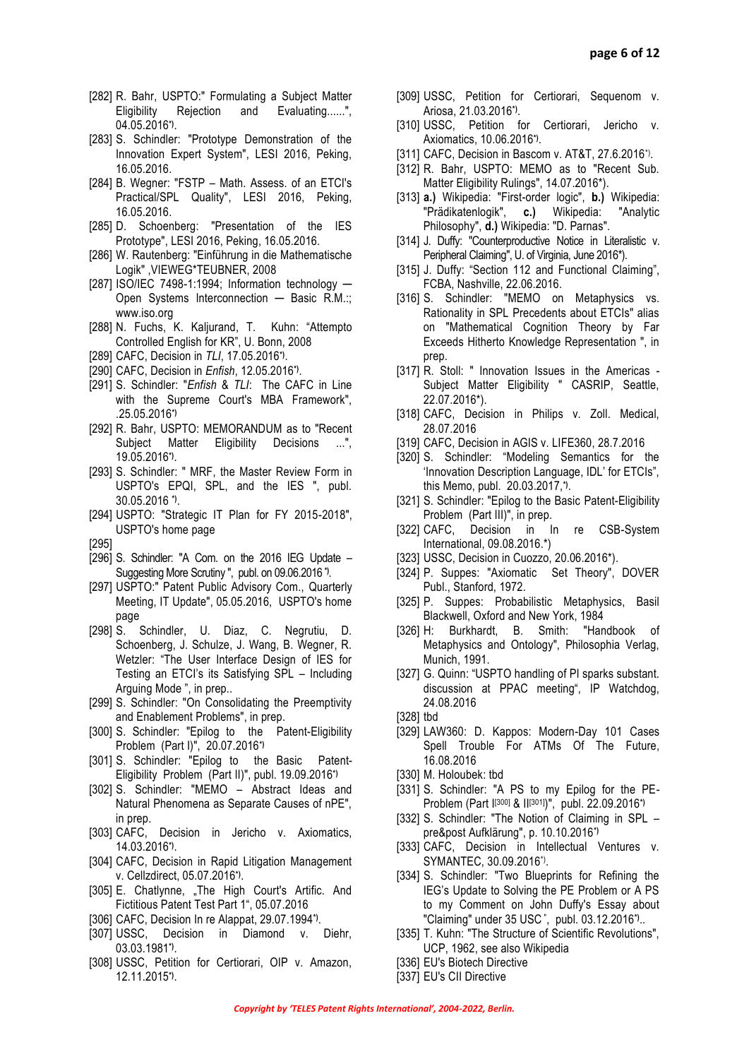[282] R. Bahr, USPTO:" Formulating a Subject Matter Eligibility Rejection and Evaluating......", 04.05.2016*).

[283] S. Schindler: "Prototype Demonstration of the Innovation Expert System", LESI 2016, Peking, 16.05.2016.

[284] B. Wegner: "FSTP – Math. Assess. of an ETCI's Practical/SPL Quality", LESI 2016, Peking, 16.05.2016.

[285] D. Schoenberg: "Presentation of the IES Prototype", LESI 2016, Peking, 16.05.2016.

[286] W. Rautenberg: "Einführung in die Mathematische Logik" ,VIEWEG*TEUBNER, 2008

[287] ISO/IEC 7498-1:1994; Information technology — Open Systems Interconnection — Basic R.M.:; www.iso.org

[288] N. Fuchs, K. Kaljurand, T. Kuhn: "Attempto Controlled English for KR", U. Bonn, 2008

[289] CAFC, Decision in *TLI*, 17.05.2016*).

[290] CAFC, Decision in *Enfish*, 12.05.2016*).

[291] S. Schindler: "*Enfish* & *TLI*: The CAFC in Line with the Supreme Court's MBA Framework", .25.05.2016*)

[292] R. Bahr, USPTO: MEMORANDUM as to "Recent Subject Matter Eligibility Decisions ...", 19.05.2016*).

[293] S. Schindler: " MRF, the Master Review Form in USPTO's EPQI, SPL, and the IES ", publ. 30.05.2016 *).

[294] USPTO: "Strategic IT Plan for FY 2015-2018", USPTO's home page

[295]

[296] S. Schindler: "A Com. on the 2016 IEG Update – Suggesting More Scrutiny ", publ. on 09.06.2016 *).

[297] USPTO:" Patent Public Advisory Com., Quarterly Meeting, IT Update", 05.05.2016, USPTO's home page

[298] S. Schindler, U. Diaz, C. Negrutiu, D. Schoenberg, J. Schulze, J. Wang, B. Wegner, R. Wetzler: "The User Interface Design of IES for Testing an ETCI's its Satisfying SPL – Including Arguing Mode ", in prep..

[299] S. Schindler: "On Consolidating the Preemptivity and Enablement Problems", in prep.

[300] S. Schindler: "Epilog to the Patent-Eligibility Problem (Part I)", 20.07.2016*)

[301] S. Schindler: "Epilog to the Basic Patent-Eligibility Problem (Part II)", publ. 19.09.2016*)

[302] S. Schindler: "MEMO – Abstract Ideas and Natural Phenomena as Separate Causes of nPE", in prep.

[303] CAFC, Decision in Jericho v. Axiomatics, 14.03.2016*).

[304] CAFC, Decision in Rapid Litigation Management v. Cellzdirect, 05.07.2016*).

[305] E. Chatlynne, „The High Court's Artific. And Fictitious Patent Test Part 1", 05.07.2016

[306] CAFC, Decision In re Alappat, 29.07.1994*).

[307] USSC, Decision in Diamond v. Diehr, 03.03.1981*).

[308] USSC, Petition for Certiorari, OIP v. Amazon, 12.11.2015*).

[309] USSC, Petition for Certiorari, Sequenom v. Ariosa, 21.03.2016*).

[310] USSC, Petition for Certiorari, Jericho v. Axiomatics, 10.06.2016*).

[311] CAFC, Decision in Bascom v. AT&T, 27.6.2016*).

[312] R. Bahr, USPTO: MEMO as to "Recent Sub. Matter Eligibility Rulings", 14.07.2016*).

[313] **a.)** Wikipedia: "First-order logic", **b.)** Wikipedia: "Prädikatenlogik", **c.)** Wikipedia: "Analytic Philosophy", **d.)** Wikipedia: "D. Parnas".

[314] J. Duffy: "Counterproductive Notice in Literalistic v. Peripheral Claiming", U. of Virginia, June 2016*).

[315] J. Duffy: "Section 112 and Functional Claiming", FCBA, Nashville, 22.06.2016.

[316] S. Schindler: "MEMO on Metaphysics vs. Rationality in SPL Precedents about ETCIs" alias on "Mathematical Cognition Theory by Far Exceeds Hitherto Knowledge Representation ", in prep.

[317] R. Stoll: " Innovation Issues in the Americas - Subject Matter Eligibility " CASRIP, Seattle, 22.07.2016*).

[318] CAFC, Decision in Philips v. Zoll. Medical, 28.07.2016

[319] CAFC, Decision in AGIS v. LIFE360, 28.7.2016

[320] S. Schindler: "Modeling Semantics of the 'Innovation Description Language, IDL' for ETCIs", this Memo, publ. 20.03.2017,*).

[321] S. Schindler: "Epilog to the Basic Patent-Eligibility Problem (Part III)", in prep.

[322] CAFC, Decision in In re CSB-System International, 09.08.2016.*)

[323] USSC, Decision in Cuozzo, 20.06.2016*).

[324] P. Suppes: "Axiomatic Set Theory", DOVER Publ., Stanford, 1972.

[325] P. Suppes: Probabilistic Metaphysics, Basil Blackwell, Oxford and New York, 1984

[326] H: Burkhardt, B. Smith: "Handbook of Metaphysics and Ontology", Philosophia Verlag, Munich, 1991.

[327] G. Quinn: "USPTO handling of PI sparks substant. discussion at PPAC meeting", IP Watchdog, 24.08.2016

[328] tbd

[329] LAW360: D. Kappos: Modern-Day 101 Cases Spell Trouble For ATMs Of The Future, 16.08.2016

[330] M. Holoubek: tbd

[331] S. Schindler: "A PS to my Epilog for the PE-Problem (Part I[300] & II[301])", publ. 22.09.2016*)

[332] S. Schindler: "The Notion of Claiming in SPL – pre&post Aufklärung", p. 10.10.2016*)

[333] CAFC, Decision in Intellectual Ventures v. SYMANTEC, 30.09.2016*).

[334] S. Schindler: "Two Blueprints for Refining the IEG's Update to Solving the PE Problem or A PS to my Comment on John Duffy's Essay about "Claiming" under 35 USC ", publ. 03.12.2016*)..

[335] T. Kuhn: "The Structure of Scientific Revolutions", UCP, 1962, see also Wikipedia

[336] EU's Biotech Directive

[337] EU's CII Directive

*Copyright by 'TELES Patent Rights International', 2004-2022, Berlin.*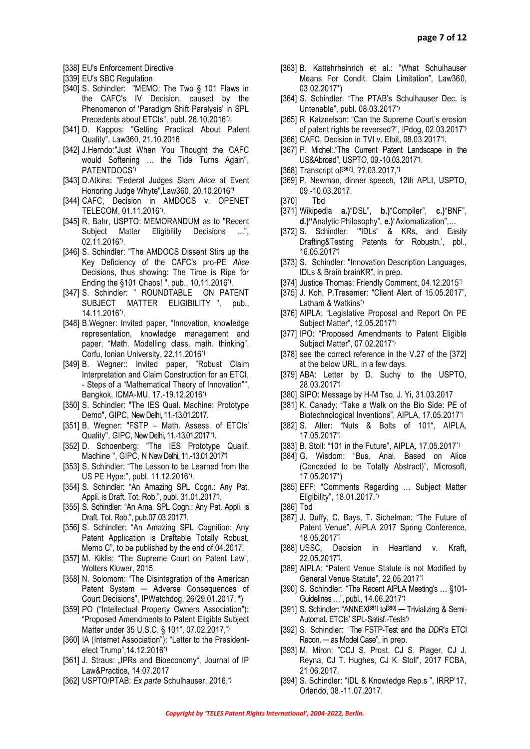[338] EU's Enforcement Directive
[339] EU's SBC Regulation
[340] S. Schindler: "MEMO: The Two § 101 Flaws in the CAFC's IV Decision, caused by the Phenomenon of 'Paradigm Shift Paralysis' in SPL Precedents about ETCIs", publ. 26.10.2016*).
[341] D. Kappos: "Getting Practical About Patent Quality", Law360, 21.10.2016
[342] J.Herndo:"Just When You Thought the CAFC would Softening … the Tide Turns Again", PATENTDOCS*)
[343] D.Atkins: "Federal Judges Slam *Alice* at Event Honoring Judge Whyte",Law360, 20.10.2016*)
[344] CAFC, Decision in AMDOCS v. OPENET TELECOM, 01.11.2016*).
[345] R. Bahr, USPTO: MEMORANDUM as to "Recent Subject Matter Eligibility Decisions ...", 02.11.2016*).
[346] S. Schindler: "The AMDOCS Dissent Stirs up the Key Deficiency of the CAFC's pro-PE *Alice* Decisions, thus showing: The Time is Ripe for Ending the §101 Chaos! ", pub., 10.11.2016*).
[347] S. Schindler: " ROUNDTABLE ON PATENT SUBJECT MATTER ELIGIBILITY ", pub., 14.11.2016*).
[348] B.Wegner: Invited paper, "Innovation, knowledge representation, knowledge management and paper, "Math. Modelling class. math. thinking", Corfu, Ionian University, 22.11.2016*)
[349] B. Wegner:: Invited paper, "Robust Claim Interpretation and Claim Construction for an ETCI, - Steps of a "Mathematical Theory of Innovation"", Bangkok, ICMA-MU, 17.-19.12.2016*)
[350] S. Schindler: "The IES Qual. Machine: Prototype Demo", GIPC, New Delhi, 11.-13.01.2017.
[351] B. Wegner: "FSTP – Math. Assess. of ETCIs' Quality", GIPC, New Delhi, 11.-13.01.2017*).
[352] D. Schoenberg: "The IES Prototype Qualif. Machine ", GIPC, N New Delhi, 11.-13.01.2017*)
[353] S. Schindler: "The Lesson to be Learned from the US PE Hype:", publ. 11.12.2016*).
[354] S. Schindler: "An Amazing SPL Cogn.: Any Pat. Appli. is Draft. Tot. Rob.", publ. 31.01.2017*).
[355] S. Schindler: "An Ama. SPL Cogn.: Any Pat. Appli. is Draft. Tot. Rob.", pub.07.03.2017*).
[356] S. Schindler: "An Amazing SPL Cognition: Any Patent Application is Draftable Totally Robust, Memo C", to be published by the end of.04.2017.
[357] M. Kiklis: "The Supreme Court on Patent Law", Wolters Kluwer, 2015.
[358] N. Solomom: "The Disintegration of the American Patent System — Adverse Consequences of Court Decisions", IPWatchdog, 26/29.01.2017, *)
[359] PO ("Intellectual Property Owners Association"): "Proposed Amendments to Patent Eligible Subject Matter under 35 U.S.C. § 101", 07.02.2017,*)
[360] IA (Internet Association"): "Letter to the President-elect Trump",14.12.2016*)
[361] J. Straus: „IPRs and Bioeconomy", Journal of IP Law&Practice, 14.07.2017
[362] USPTO/PTAB: *Ex parte* Schulhauser, 2016,*)
[363] B. Kattehrheinrich et al.: "What Schulhauser Means For Condit. Claim Limitation", Law360, 03.02.2017*)
[364] S. Schindler: "The PTAB's Schulhauser Dec. is Untenable", publ. 08.03.2017*)
[365] R. Katznelson: "Can the Supreme Court's erosion of patent rights be reversed?", IPdog, 02.03.2017*)
[366] CAFC, Decision in TVI v. Elbit, 08.03.2017*).
[367] P. Michel:."The Current Patent Landscape in the US&Abroad", USPTO, 09.-10.03.2017*).
[368] Transcript of[367], ??.03.2017,*)
[369] P. Newman, dinner speech, 12th APLI, USPTO, 09.-10.03.2017.
[370] Tbd
[371] Wikipedia **a.)**"DSL", **b.)**"Compiler", **c.)**"BNF", **d.)**"Analytic Philosophy", **e.)**"Axiomatization",…
[372] S. Schindler: '"IDLs" & KRs, and Easily Drafting&Testing Patents for Robustn.', pbl., 16.05.2017*)
[373] S. Schindler: "Innovation Description Languages, IDLs & Brain brainKR", in prep.
[374] Justice Thomas: Friendly Comment, 04.12.2015*)
[375] J. Koh, P.Tresemer: "Client Alert of 15.05.2017", Latham & Watkins*)
[376] AIPLA: "Legislative Proposal and Report On PE Subject Matter", 12.05.2017*)
[377] IPO: "Proposed Amendments to Patent Eligible Subject Matter", 07.02.2017*)
[378] see the correct reference in the V.27 of the [372] at the below URL, in a few days.
[379] ABA: Letter by D. Suchy to the USPTO, 28.03.2017*)
[380] SIPO: Message by H-M Tso, J. Yi, 31.03.2017
[381] K. Canady: "Take a Walk on the Bio Side: PE of Biotechnological Inventions", AIPLA, 17.05.2017*)
[382] S. Alter: "Nuts & Bolts of 101", AIPLA, 17.05.2017*)
[383] B. Stoll: "101 in the Future", AIPLA, 17.05.2017*)
[384] G. Wisdom: "Bus. Anal. Based on Alice (Conceded to be Totally Abstract)", Microsoft, 17.05.2017*)
[385] EFF: "Comments Regarding … Subject Matter Eligibility", 18.01.2017.*)
[386] Tbd
[387] J. Duffy, C. Bays, T. Sichelman: "The Future of Patent Venue", AIPLA 2017 Spring Conference, 18.05.2017*)
[388] USSC, Decision in Heartland v. Kraft, 22.05.2017*).
[389] AIPLA: "Patent Venue Statute is not Modified by General Venue Statute", 22.05.2017*)
[390] S. Schindler: "The Recent AIPLA Meeting's … §101-Guidelines …", publ., 14.06.2017*)
[391] S. Schindler: "ANNEX[391] to[390] — Trivializing & Semi-Automat. ETCIs' SPL-Satisf.-Tests*)
[392] S. Schindler: "The FSTP-Test and the *DDR's* ETCI Recon. — as Model Case", in prep.
[393] M. Miron: "CCJ S. Prost, CJ S. Plager, CJ J. Reyna, CJ T. Hughes, CJ K. Stoll", 2017 FCBA, 21.06.2017.
[394] S. Schindler: "IDL & Knowledge Rep.s ", IRRP'17, Orlando, 08.-11.07.2017.

*Copyright by 'TELES Patent Rights International', 2004-2022, Berlin.*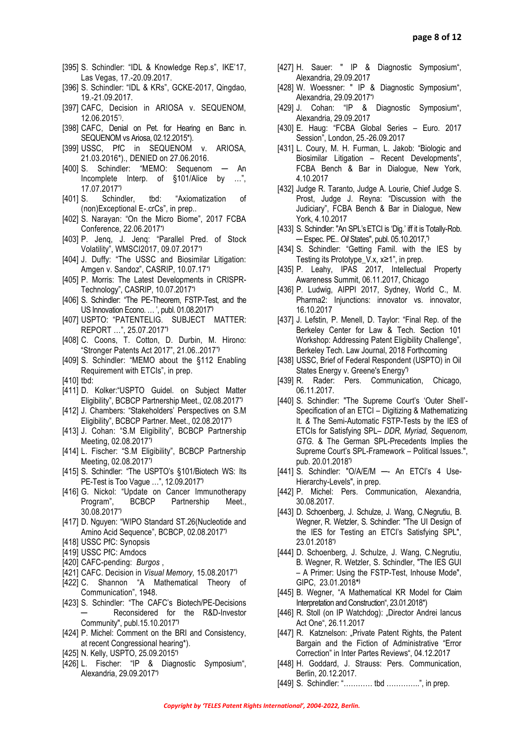[395] S. Schindler: "IDL & Knowledge Rep.s", IKE'17, Las Vegas, 17.-20.09.2017.

[396] S. Schindler: "IDL & KRs", GCKE-2017, Qingdao, 19.-21.09.2017.

[397] CAFC, Decision in ARIOSA v. SEQUENOM, 12.06.2015*).

[398] CAFC, Denial on Pet. for Hearing en Banc in. SEQUENOM vs Ariosa, 02.12.2015*).

[399] USSC, PfC in SEQUENOM v. ARIOSA, 21.03.2016*)., DENIED on 27.06.2016.

[400] S. Schindler: "MEMO: Sequenom — An Incomplete Interp. of §101/Alice by …", 17.07.2017*)

[401] S. Schindler, tbd: "Axiomatization of (non)Exceptional E-.crCs", in prep..

[402] S. Narayan: "On the Micro Biome", 2017 FCBA Conference, 22.06.2017*)

[403] P. Jenq, J. Jenq: "Parallel Pred. of Stock Volatility", WMSCI2017, 09.07.2017*)

[404] J. Duffy: "The USSC and Biosimilar Litigation: Amgen v. Sandoz", CASRIP, 10.07.17*)

[405] P. Morris: The Latest Developments in CRISPR-Technology", CASRIP, 10.07.2017*)

[406] S. Schindler: "The PE-Theorem, FSTP-Test, and the US Innovation Econo. … ', publ. 01.08.2017*)

[407] USPTO: "PATENTELIG. SUBJECT MATTER: REPORT …", 25.07.2017*)

[408] C. Coons, T. Cotton, D. Durbin, M. Hirono: "Stronger Patents Act 2017", 21.06..2017*)

[409] S. Schindler: "MEMO about the §112 Enabling Requirement with ETCIs", in prep.

[410] tbd:

[411] D. Kolker:"USPTO Guidel. on Subject Matter Eligibility", BCBCP Partnership Meet., 02.08.2017*)

[412] J. Chambers: "Stakeholders' Perspectives on S.M Eligibility", BCBCP Partner. Meet., 02.08.2017*)

[413] J. Cohan: "S.M Eligibility", BCBCP Partnership Meeting, 02.08.2017*)

[414] L. Fischer: "S.M Eligibility", BCBCP Partnership Meeting, 02.08.2017*)

[415] S. Schindler: "The USPTO's §101/Biotech WS: Its PE-Test is Too Vague …", 12.09.2017*)

[416] G. Nickol: "Update on Cancer Immunotherapy Program", BCBCP Partnership Meet., 30.08.2017*)

[417] D. Nguyen: "WIPO Standard ST.26(Nucleotide and Amino Acid Sequence", BCBCP, 02.08.2017*)

[418] USSC PfC: Synopsis

[419] USSC PfC: Amdocs

[420] CAFC-pending: *Burgos* ,

[421] CAFC. Decision in *Visual Memory,* 15.08.2017*)

[422] C. Shannon "A Mathematical Theory of Communication", 1948.

[423] S. Schindler: "The CAFC's Biotech/PE-Decisions — Reconsidered for the R&D-Investor Community", publ.15.10.2017*)

[424] P. Michel: Comment on the BRI and Consistency, at recent Congressional hearing*).

[425] N. Kelly, USPTO, 25.09.2015*)

[426] L. Fischer: "IP & Diagnostic Symposium", Alexandria, 29.09.2017*)

[427] H. Sauer: " IP & Diagnostic Symposium", Alexandria, 29.09.2017

[428] W. Woessner: " IP & Diagnostic Symposium", Alexandria, 29.09.2017*)

[429] J. Cohan: "IP & Diagnostic Symposium", Alexandria, 29.09.2017

[430] E. Haug: "FCBA Global Series – Euro. 2017 Session", London, 25.-26.09.2017

[431] L. Coury, M. H. Furman, L. Jakob: "Biologic and Biosimilar Litigation – Recent Developments", FCBA Bench & Bar in Dialogue, New York, 4.10.2017

[432] Judge R. Taranto, Judge A. Lourie, Chief Judge S. Prost, Judge J. Reyna: "Discussion with the Judiciary", FCBA Bench & Bar in Dialogue, New York, 4.10.2017

[433] S. Schindler: "An SPL's ETCI is 'Dig.' iff it is Totally-Rob. — Espec. PE.. *Oil* States", publ. 05.10.2017,*)

[434] S. Schindler: "Getting Famil. with the IES by Testing its Prototype_V.x, x≥1", in prep.

[435] P. Leahy, IPAS 2017, Intellectual Property Awareness Summit, 06.11.2017, Chicago

[436] P. Ludwig, AIPPI 2017, Sydney, World C., M. Pharma2: Injunctions: innovator vs. innovator, 16.10.2017

[437] J. Lefstin, P. Menell, D. Taylor: "Final Rep. of the Berkeley Center for Law & Tech. Section 101 Workshop: Addressing Patent Eligibility Challenge", Berkeley Tech. Law Journal, 2018 Forthcoming

[438] USSC, Brief of Federal Respondent (USPTO) in Oil States Energy v. Greene's Energy*)

[439] R. Rader: Pers. Communication, Chicago, 06.11.2017.

[440] S. Schindler: "The Supreme Court's 'Outer Shell'-Specification of an ETCI – Digitizing & Mathematizing It. & The Semi-Automatic FSTP-Tests by the IES of ETCIs for Satisfying SPL– *DDR, Myriad, Sequenom, GTG.* & The German SPL-Precedents Implies the Supreme Court's SPL-Framework – Political Issues.", pub. 20.01.2018*)

[441] S. Schindler: "O/A/E/M — An ETCI's 4 Use-Hierarchy-Levels", in prep.

[442] P. Michel: Pers. Communication, Alexandria, 30.08.2017.

[443] D. Schoenberg, J. Schulze, J. Wang, C.Negrutiu, B. Wegner, R. Wetzler, S. Schindler: "The UI Design of the IES for Testing an ETCI's Satisfying SPL", 23.01.2018*)

[444] D. Schoenberg, J. Schulze, J. Wang, C.Negrutiu, B. Wegner, R. Wetzler, S. Schindler, "The IES GUI – A Primer: Using the FSTP-Test, Inhouse Mode", GIPC, 23.01.2018*)

[445] B. Wegner, "A Mathematical KR Model for Claim Interpretation and Construction", 23.01.2018*)

[446] R. Stoll (on IP Watchdog): „Director Andrei Iancus Act One", 26.11.2017

[447] R. Katznelson: „Private Patent Rights, the Patent Bargain and the Fiction of Administrative "Error Correction" in Inter Partes Reviews", 04.12.2017

[448] H. Goddard, J. Strauss: Pers. Communication, Berlin, 20.12.2017.

[449] S. Schindler: "………… tbd …………..", in prep.

*Copyright by 'TELES Patent Rights International', 2004-2022, Berlin.*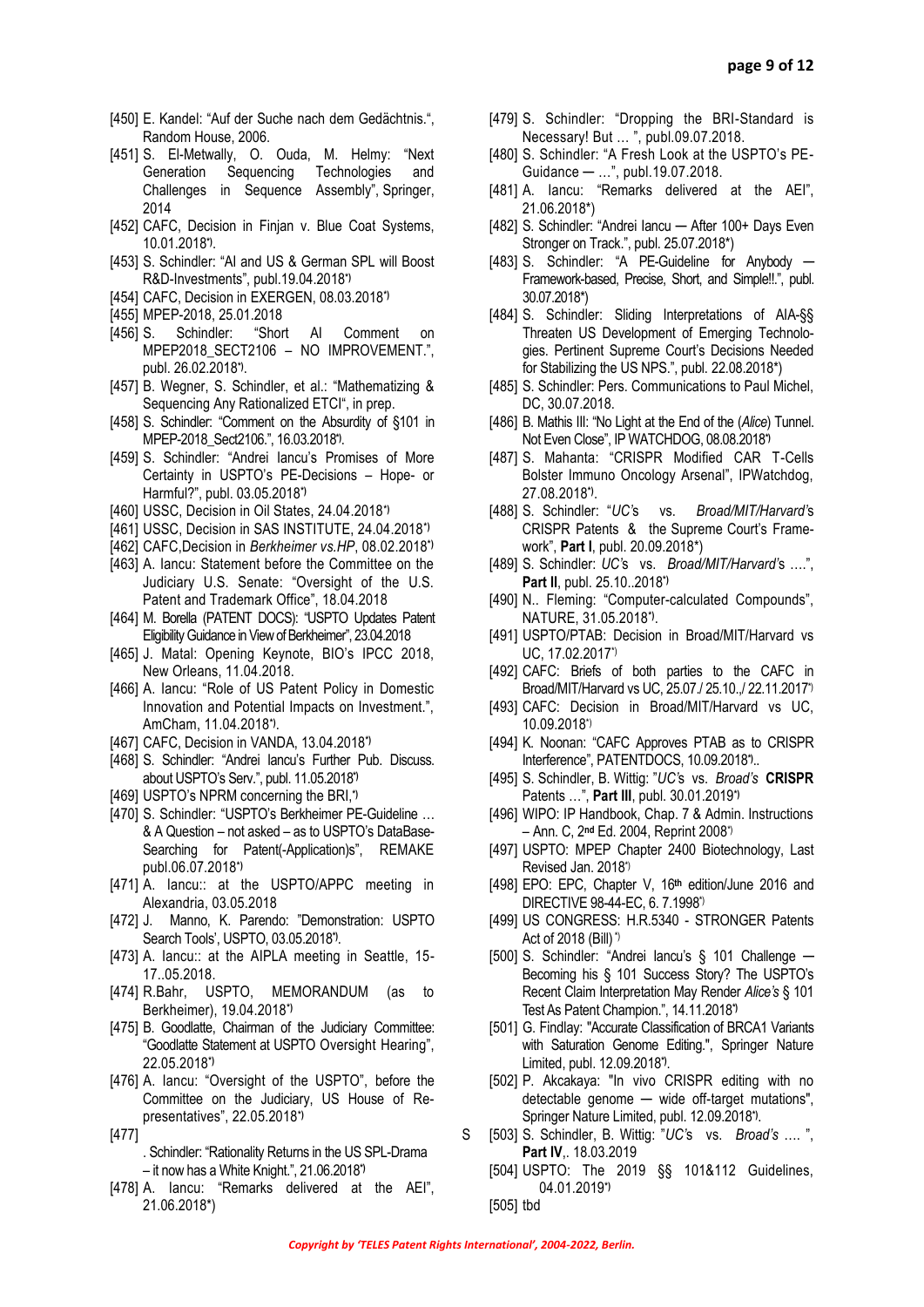[450] E. Kandel: "Auf der Suche nach dem Gedächtnis.", Random House, 2006.

[451] S. El-Metwally, O. Ouda, M. Helmy: "Next Generation Sequencing Technologies and Challenges in Sequence Assembly", Springer, 2014

[452] CAFC, Decision in Finjan v. Blue Coat Systems, 10.01.2018*).

[453] S. Schindler: "AI and US & German SPL will Boost R&D-Investments", publ.19.04.2018*)

[454] CAFC, Decision in EXERGEN, 08.03.2018*)

[455] MPEP-2018, 25.01.2018

[456] S. Schindler: "Short AI Comment on MPEP2018_SECT2106 – NO IMPROVEMENT.", publ. 26.02.2018*).

[457] B. Wegner, S. Schindler, et al.: "Mathematizing & Sequencing Any Rationalized ETCI", in prep.

[458] S. Schindler: "Comment on the Absurdity of §101 in MPEP-2018_Sect2106.", 16.03.2018*).

[459] S. Schindler: "Andrei Iancu's Promises of More Certainty in USPTO's PE-Decisions – Hope- or Harmful?", publ. 03.05.2018*)

[460] USSC, Decision in Oil States, 24.04.2018*)

[461] USSC, Decision in SAS INSTITUTE, 24.04.2018*)

[462] CAFC,Decision in *Berkheimer vs.HP*, 08.02.2018*)

[463] A. Iancu: Statement before the Committee on the Judiciary U.S. Senate: "Oversight of the U.S. Patent and Trademark Office", 18.04.2018

[464] M. Borella (PATENT DOCS): "USPTO Updates Patent Eligibility Guidance in View of Berkheimer", 23.04.2018

[465] J. Matal: Opening Keynote, BIO's IPCC 2018, New Orleans, 11.04.2018.

[466] A. Iancu: "Role of US Patent Policy in Domestic Innovation and Potential Impacts on Investment.", AmCham, 11.04.2018*).

[467] CAFC, Decision in VANDA, 13.04.2018*)

[468] S. Schindler: "Andrei Iancu's Further Pub. Discuss. about USPTO's Serv.", publ. 11.05.2018*)

[469] USPTO's NPRM concerning the BRI,*)

[470] S. Schindler: "USPTO's Berkheimer PE-Guideline … & A Question – not asked – as to USPTO's DataBase-Searching for Patent(-Application)s", REMAKE publ.06.07.2018*)

[471] A. Iancu:: at the USPTO/APPC meeting in Alexandria, 03.05.2018

[472] J. Manno, K. Parendo: "Demonstration: USPTO Search Tools', USPTO, 03.05.2018*).

[473] A. Iancu:: at the AIPLA meeting in Seattle, 15-17..05.2018.

[474] R.Bahr, USPTO, MEMORANDUM (as to Berkheimer), 19.04.2018*)

[475] B. Goodlatte, Chairman of the Judiciary Committee: "Goodlatte Statement at USPTO Oversight Hearing", 22.05.2018*)

[476] A. Iancu: "Oversight of the USPTO", before the Committee on the Judiciary, US House of Representatives", 22.05.2018*)

[477] S. Schindler: "Rationality Returns in the US SPL-Drama – it now has a White Knight.", 21.06.2018*)

[478] A. Iancu: "Remarks delivered at the AEI", 21.06.2018*)

[479] S. Schindler: "Dropping the BRI-Standard is Necessary! But … ", publ.09.07.2018.

[480] S. Schindler: "A Fresh Look at the USPTO's PE-Guidance — …", publ.19.07.2018.

[481] A. Iancu: "Remarks delivered at the AEI", 21.06.2018*)

[482] S. Schindler: "Andrei Iancu — After 100+ Days Even Stronger on Track.", publ. 25.07.2018*)

[483] S. Schindler: "A PE-Guideline for Anybody — Framework-based, Precise, Short, and Simple!!.", publ. 30.07.2018*)

[484] S. Schindler: Sliding Interpretations of AIA-§§ Threaten US Development of Emerging Technologies. Pertinent Supreme Court's Decisions Needed for Stabilizing the US NPS.", publ. 22.08.2018*)

[485] S. Schindler: Pers. Communications to Paul Michel, DC, 30.07.2018.

[486] B. Mathis III: "No Light at the End of the (*Alice*) Tunnel. Not Even Close", IP WATCHDOG, 08.08.2018*)

[487] S. Mahanta: "CRISPR Modified CAR T-Cells Bolster Immuno Oncology Arsenal", IPWatchdog, 27.08.2018*).

[488] S. Schindler: "*UC*'s vs. *Broad/MIT/Harvard*'s CRISPR Patents & the Supreme Court's Framework", **Part I**, publ. 20.09.2018*)

[489] S. Schindler: *UC*'s vs. *Broad/MIT/Harvard*'s ….", **Part II**, publ. 25.10..2018*)

[490] N.. Fleming: "Computer-calculated Compounds", NATURE, 31.05.2018*).

[491] USPTO/PTAB: Decision in Broad/MIT/Harvard vs UC, 17.02.2017*)

[492] CAFC: Briefs of both parties to the CAFC in Broad/MIT/Harvard vs UC, 25.07./ 25.10.,/ 22.11.2017*)

[493] CAFC: Decision in Broad/MIT/Harvard vs UC, 10.09.2018*)

[494] K. Noonan: "CAFC Approves PTAB as to CRISPR Interference", PATENTDOCS, 10.09.2018*)..

[495] S. Schindler, B. Wittig: "*UC*'s vs. *Broad's* **CRISPR** Patents …", **Part III**, publ. 30.01.2019*)

[496] WIPO: IP Handbook, Chap. 7 & Admin. Instructions – Ann. C, 2nd Ed. 2004, Reprint 2008*)

[497] USPTO: MPEP Chapter 2400 Biotechnology, Last Revised Jan. 2018*)

[498] EPO: EPC, Chapter V, 16th edition/June 2016 and DIRECTIVE 98-44-EC, 6. 7.1998*)

[499] US CONGRESS: H.R.5340 - STRONGER Patents Act of 2018 (Bill) *)

[500] S. Schindler: "Andrei Iancu's § 101 Challenge — Becoming his § 101 Success Story? The USPTO's Recent Claim Interpretation May Render *Alice's* § 101 Test As Patent Champion.", 14.11.2018*)

[501] G. Findlay: "Accurate Classification of BRCA1 Variants with Saturation Genome Editing.", Springer Nature Limited, publ. 12.09.2018*).

[502] P. Akcakaya: "In vivo CRISPR editing with no detectable genome — wide off-target mutations", Springer Nature Limited, publ. 12.09.2018*).

[503] S. Schindler, B. Wittig: "*UC*'s vs. *Broad's* …. ", **Part IV**,. 18.03.2019

[504] USPTO: The 2019 §§ 101&112 Guidelines, 04.01.2019*)

[505] tbd

*Copyright by 'TELES Patent Rights International', 2004-2022, Berlin.*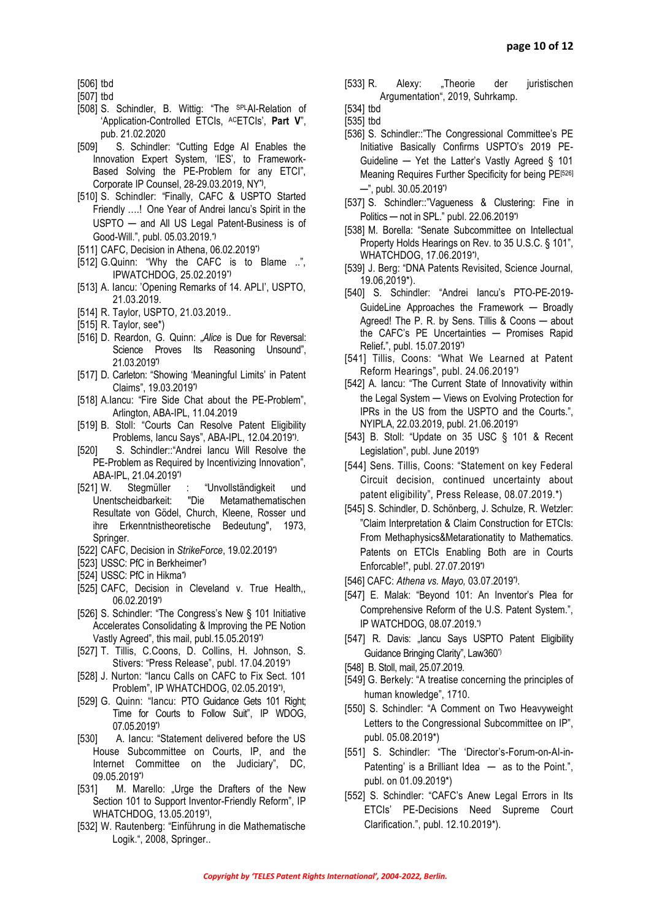[506] tbd

[507] tbd

[508] S. Schindler, B. Wittig: "The SPLAI-Relation of 'Application-Controlled ETCIs, ACETCIs', **Part V**", pub. 21.02.2020

[509] S. Schindler: "Cutting Edge AI Enables the Innovation Expert System, 'IES', to Framework-Based Solving the PE-Problem for any ETCI", Corporate IP Counsel, 28-29.03.2019, NY*),

[510] S. Schindler: "Finally, CAFC & USPTO Started Friendly ....! One Year of Andrei Iancu's Spirit in the USPTO — and All US Legal Patent-Business is of Good-Will.", publ. 05.03.2019.*)

[511] CAFC, Decision in Athena, 06.02.2019*)

[512] G.Quinn: "Why the CAFC is to Blame ..", IPWATCHDOG, 25.02.2019*)

[513] A. Iancu: 'Opening Remarks of 14. APLI', USPTO, 21.03.2019.

[514] R. Taylor, USPTO, 21.03.2019..

[515] R. Taylor, see*)

[516] D. Reardon, G. Quinn: „*Alice* is Due for Reversal: Science Proves Its Reasoning Unsound", 21.03.2019*)

[517] D. Carleton: "Showing 'Meaningful Limits' in Patent Claims", 19.03.2019*)

[518] A.Iancu: "Fire Side Chat about the PE-Problem", Arlington, ABA-IPL, 11.04.2019

[519] B. Stoll: "Courts Can Resolve Patent Eligibility Problems, Iancu Says", ABA-IPL, 12.04.2019*).

[520] S. Schindler::"Andrei Iancu Will Resolve the PE-Problem as Required by Incentivizing Innovation", ABA-IPL, 21.04.2019*)

[521] W. Stegmüller : "Unvollständigkeit und Unentscheidbarkeit: "Die Metamathematischen Resultate von Gödel, Church, Kleene, Rosser und ihre Erkenntnistheoretische Bedeutung", 1973, Springer.

[522] CAFC, Decision in *StrikeForce*, 19.02.2019*)

[523] USSC: PfC in Berkheimer*)

[524] USSC: PfC in Hikma*)

[525] CAFC, Decision in Cleveland v. True Health,, 06.02.2019*)

[526] S. Schindler: "The Congress's New § 101 Initiative Accelerates Consolidating & Improving the PE Notion Vastly Agreed", this mail, publ.15.05.2019*)

[527] T. Tillis, C.Coons, D. Collins, H. Johnson, S. Stivers: "Press Release", publ. 17.04.2019*)

[528] J. Nurton: "Iancu Calls on CAFC to Fix Sect. 101 Problem", IP WHATCHDOG, 02.05.2019*),

[529] G. Quinn: "Iancu: PTO Guidance Gets 101 Right; Time for Courts to Follow Suit", IP WDOG, 07.05.2019*)

[530] A. Iancu: "Statement delivered before the US House Subcommittee on Courts, IP, and the Internet Committee on the Judiciary", DC, 09.05.2019*)

[531] M. Marello: „Urge the Drafters of the New Section 101 to Support Inventor-Friendly Reform", IP WHATCHDOG, 13.05.2019*),

[532] W. Rautenberg: "Einführung in die Mathematische Logik.", 2008, Springer..

[533] R. Alexy: „Theorie der juristischen Argumentation", 2019, Suhrkamp.

[534] tbd

[535] tbd

[536] S. Schindler::"The Congressional Committee's PE Initiative Basically Confirms USPTO's 2019 PE-Guideline — Yet the Latter's Vastly Agreed § 101 Meaning Requires Further Specificity for being PE[526] —", publ. 30.05.2019*)

[537] S. Schindler::"Vagueness & Clustering: Fine in Politics — not in SPL." publ. 22.06.2019*)

[538] M. Borella: "Senate Subcommittee on Intellectual Property Holds Hearings on Rev. to 35 U.S.C. § 101", WHATCHDOG, 17.06.2019*),

[539] J. Berg: "DNA Patents Revisited, Science Journal, 19.06,2019*).

[540] S. Schindler: "Andrei Iancu's PTO-PE-2019-GuideLine Approaches the Framework — Broadly Agreed! The P. R. by Sens. Tillis & Coons — about the CAFC's PE Uncertainties — Promises Rapid Relief.", publ. 15.07.2019*)

[541] Tillis, Coons: "What We Learned at Patent Reform Hearings", publ. 24.06.2019*)

[542] A. Iancu: "The Current State of Innovativity within the Legal System — Views on Evolving Protection for IPRs in the US from the USPTO and the Courts.", NYIPLA, 22.03.2019, publ. 21.06.2019*)

[543] B. Stoll: "Update on 35 USC § 101 & Recent Legislation", publ. June 2019*)

[544] Sens. Tillis, Coons: "Statement on key Federal Circuit decision, continued uncertainty about patent eligibility", Press Release, 08.07.2019.*)

[545] S. Schindler, D. Schönberg, J. Schulze, R. Wetzler: "Claim Interpretation & Claim Construction for ETCIs: From Methaphysics&Metarationality to Mathematics. Patents on ETCIs Enabling Both are in Courts Enforcable!", publ. 27.07.2019*)

[546] CAFC: *Athena vs. Mayo*, 03.07.2019*).

[547] E. Malak: "Beyond 101: An Inventor's Plea for Comprehensive Reform of the U.S. Patent System.", IP WATCHDOG, 08.07.2019.*)

[547] R. Davis: „Iancu Says USPTO Patent Eligibility Guidance Bringing Clarity", Law360*)

[548] B. Stoll, mail, 25.07.2019.

[549] G. Berkely: "A treatise concerning the principles of human knowledge", 1710.

[550] S. Schindler: "A Comment on Two Heavyweight Letters to the Congressional Subcommittee on IP", publ. 05.08.2019*)

[551] S. Schindler: "The 'Director's-Forum-on-AI-in-Patenting' is a Brilliant Idea — as to the Point.", publ. on 01.09.2019*)

[552] S. Schindler: "CAFC's Anew Legal Errors in Its ETCIs' PE-Decisions Need Supreme Court Clarification.", publ. 12.10.2019*).

*Copyright by 'TELES Patent Rights International', 2004-2022, Berlin.*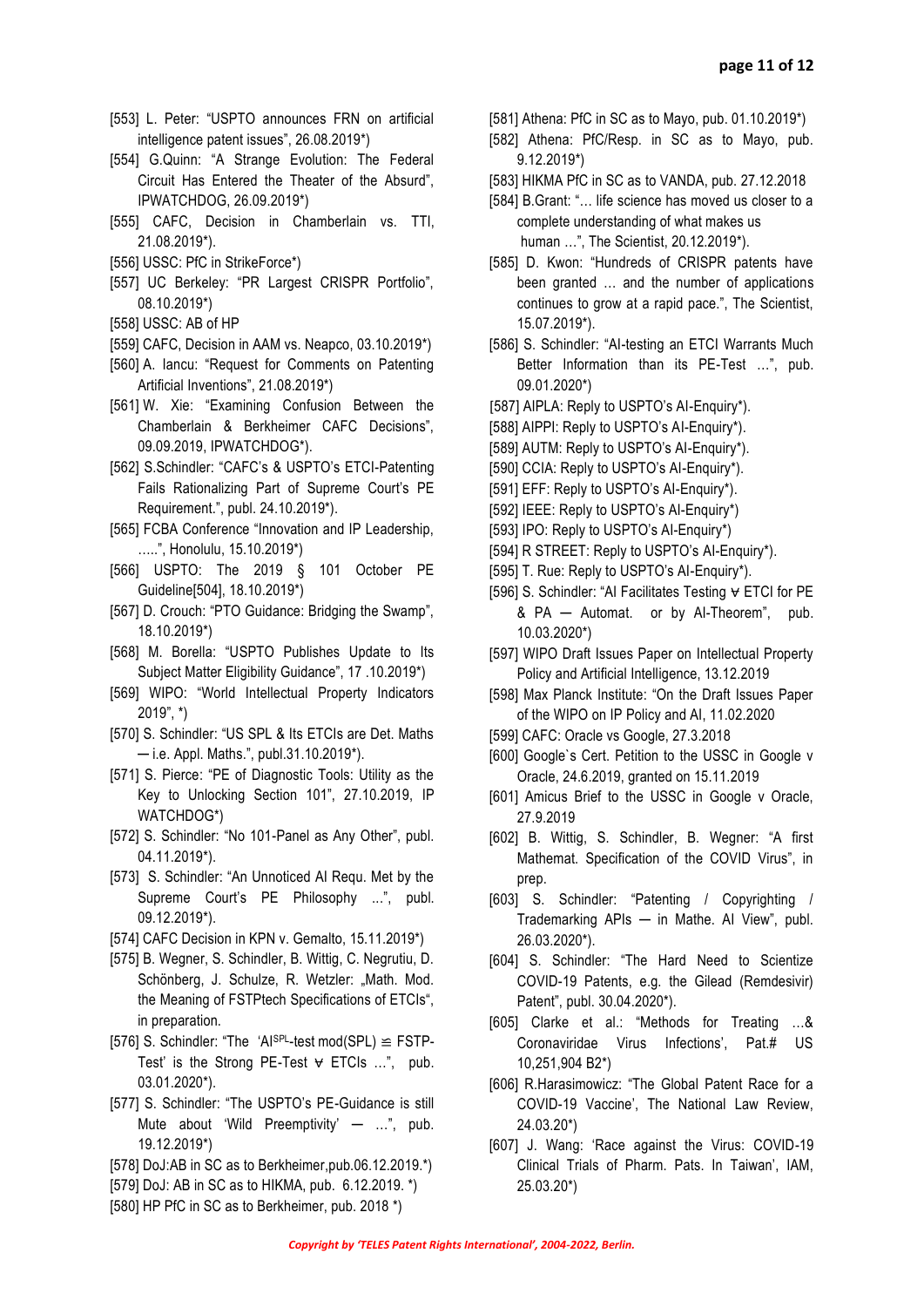[553] L. Peter: "USPTO announces FRN on artificial intelligence patent issues", 26.08.2019*)

[554] G.Quinn: "A Strange Evolution: The Federal Circuit Has Entered the Theater of the Absurd", IPWATCHDOG, 26.09.2019*)

[555] CAFC, Decision in Chamberlain vs. TTI, 21.08.2019*).

[556] USSC: PfC in StrikeForce*)

[557] UC Berkeley: "PR Largest CRISPR Portfolio", 08.10.2019*)

[558] USSC: AB of HP

[559] CAFC, Decision in AAM vs. Neapco, 03.10.2019*)

[560] A. Iancu: "Request for Comments on Patenting Artificial Inventions", 21.08.2019*)

[561] W. Xie: "Examining Confusion Between the Chamberlain & Berkheimer CAFC Decisions", 09.09.2019, IPWATCHDOG*).

[562] S.Schindler: "CAFC's & USPTO's ETCI-Patenting Fails Rationalizing Part of Supreme Court's PE Requirement.", publ. 24.10.2019*).

[565] FCBA Conference "Innovation and IP Leadership, …..", Honolulu, 15.10.2019*)

[566] USPTO: The 2019 § 101 October PE Guideline[504], 18.10.2019*)

[567] D. Crouch: "PTO Guidance: Bridging the Swamp", 18.10.2019*)

[568] M. Borella: "USPTO Publishes Update to Its Subject Matter Eligibility Guidance", 17 .10.2019*)

[569] WIPO: "World Intellectual Property Indicators 2019", *)

[570] S. Schindler: "US SPL & Its ETCIs are Det. Maths — i.e. Appl. Maths.", publ.31.10.2019*).

[571] S. Pierce: "PE of Diagnostic Tools: Utility as the Key to Unlocking Section 101", 27.10.2019, IP WATCHDOG*)

[572] S. Schindler: "No 101-Panel as Any Other", publ. 04.11.2019*).

[573] S. Schindler: "An Unnoticed AI Requ. Met by the Supreme Court's PE Philosophy …", publ. 09.12.2019*).

[574] CAFC Decision in KPN v. Gemalto, 15.11.2019*)

[575] B. Wegner, S. Schindler, B. Wittig, C. Negrutiu, D. Schönberg, J. Schulze, R. Wetzler: „Math. Mod. the Meaning of FSTPtech Specifications of ETCIs", in preparation.

[576] S. Schindler: "The 'AI$^{SPL}$-test mod(SPL) ≌ FSTP-Test' is the Strong PE-Test ∀ ETCIs …", pub. 03.01.2020*).

[577] S. Schindler: "The USPTO's PE-Guidance is still Mute about 'Wild Preemptivity' — …", pub. 19.12.2019*)

[578] DoJ:AB in SC as to Berkheimer,pub.06.12.2019.*)

[579] DoJ: AB in SC as to HIKMA, pub. 6.12.2019. *)

[580] HP PfC in SC as to Berkheimer, pub. 2018 *)

[581] Athena: PfC in SC as to Mayo, pub. 01.10.2019*)

[582] Athena: PfC/Resp. in SC as to Mayo, pub. 9.12.2019*)

[583] HIKMA PfC in SC as to VANDA, pub. 27.12.2018

[584] B.Grant: "… life science has moved us closer to a complete understanding of what makes us human …", The Scientist, 20.12.2019*).

[585] D. Kwon: "Hundreds of CRISPR patents have been granted … and the number of applications continues to grow at a rapid pace.", The Scientist, 15.07.2019*).

[586] S. Schindler: "AI-testing an ETCI Warrants Much Better Information than its PE-Test …", pub. 09.01.2020*)

[587] AIPLA: Reply to USPTO's AI-Enquiry*).

[588] AIPPI: Reply to USPTO's AI-Enquiry*).

[589] AUTM: Reply to USPTO's AI-Enquiry*).

[590] CCIA: Reply to USPTO's AI-Enquiry*).

[591] EFF: Reply to USPTO's AI-Enquiry*).

[592] IEEE: Reply to USPTO's AI-Enquiry*)

[593] IPO: Reply to USPTO's AI-Enquiry*)

[594] R STREET: Reply to USPTO's AI-Enquiry*).

[595] T. Rue: Reply to USPTO's AI-Enquiry*).

[596] S. Schindler: "AI Facilitates Testing ∀ ETCI for PE & PA — Automat. or by AI-Theorem", pub. 10.03.2020*)

[597] WIPO Draft Issues Paper on Intellectual Property Policy and Artificial Intelligence, 13.12.2019

[598] Max Planck Institute: "On the Draft Issues Paper of the WIPO on IP Policy and AI, 11.02.2020

[599] CAFC: Oracle vs Google, 27.3.2018

[600] Google`s Cert. Petition to the USSC in Google v Oracle, 24.6.2019, granted on 15.11.2019

[601] Amicus Brief to the USSC in Google v Oracle, 27.9.2019

[602] B. Wittig, S. Schindler, B. Wegner: "A first Mathemat. Specification of the COVID Virus", in prep.

[603] S. Schindler: "Patenting / Copyrighting / Trademarking APIs — in Mathe. AI View", publ. 26.03.2020*).

[604] S. Schindler: "The Hard Need to Scientize COVID-19 Patents, e.g. the Gilead (Remdesivir) Patent", publ. 30.04.2020*).

[605] Clarke et al.: "Methods for Treating …& Coronaviridae Virus Infections', Pat.# US 10,251,904 B2*)

[606] R.Harasimowicz: 'The Global Patent Race for a COVID-19 Vaccine', The National Law Review, 24.03.20*)

[607] J. Wang: 'Race against the Virus: COVID-19 Clinical Trials of Pharm. Pats. In Taiwan', IAM, 25.03.20*)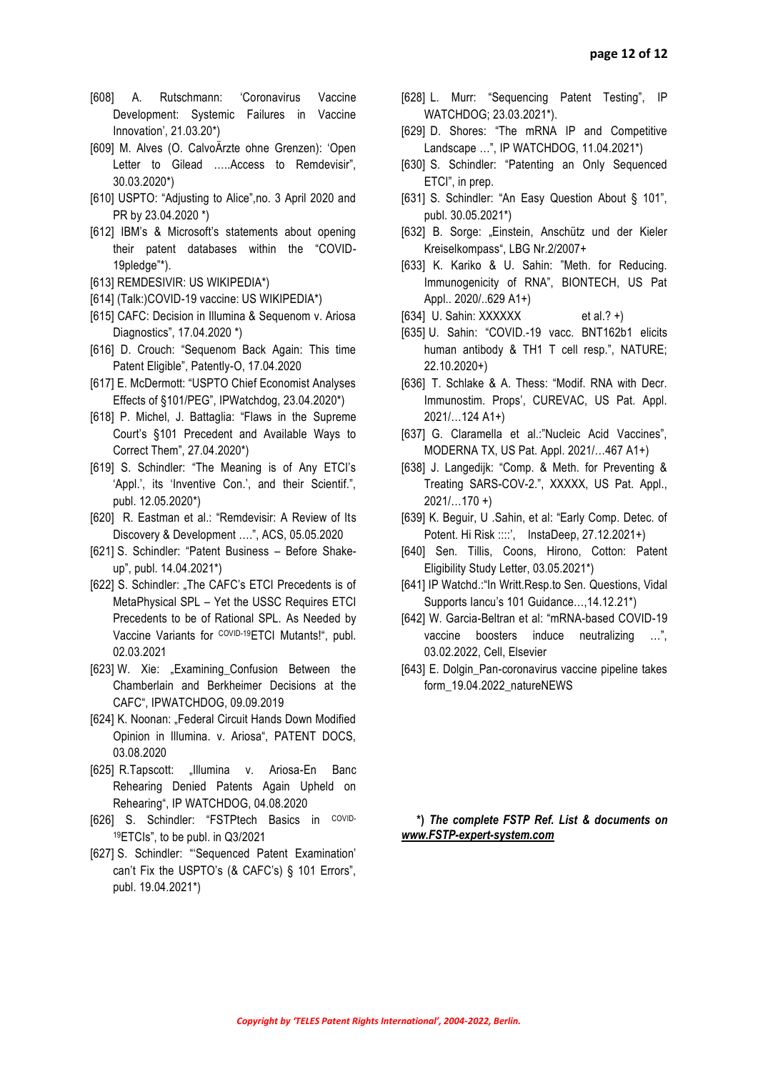[608] A. Rutschmann: 'Coronavirus Vaccine Development: Systemic Failures in Vaccine Innovation', 21.03.20*)

[609] M. Alves (O. CalvoÄrzte ohne Grenzen): 'Open Letter to Gilead …..Access to Remdevisir", 30.03.2020*)

[610] USPTO: "Adjusting to Alice",no. 3 April 2020 and PR by 23.04.2020 *)

[612] IBM's & Microsoft's statements about opening their patent databases within the "COVID-19pledge"*).

[613] REMDESIVIR: US WIKIPEDIA*)

[614] (Talk:)COVID-19 vaccine: US WIKIPEDIA*)

[615] CAFC: Decision in Illumina & Sequenom v. Ariosa Diagnostics", 17.04.2020 *)

[616] D. Crouch: "Sequenom Back Again: This time Patent Eligible", Patently-O, 17.04.2020

[617] E. McDermott: "USPTO Chief Economist Analyses Effects of §101/PEG", IPWatchdog, 23.04.2020*)

[618] P. Michel, J. Battaglia: "Flaws in the Supreme Court's §101 Precedent and Available Ways to Correct Them", 27.04.2020*)

[619] S. Schindler: "The Meaning is of Any ETCI's 'Appl.', its 'Inventive Con.', and their Scientif.", publ. 12.05.2020*)

[620] R. Eastman et al.: "Remdesivir: A Review of Its Discovery & Development ….", ACS, 05.05.2020

[621] S. Schindler: "Patent Business – Before Shake-up", publ. 14.04.2021*)

[622] S. Schindler: „The CAFC's ETCI Precedents is of MetaPhysical SPL – Yet the USSC Requires ETCI Precedents to be of Rational SPL. As Needed by Vaccine Variants for COVID-19ETCI Mutants!", publ. 02.03.2021

[623] W. Xie: „Examining_Confusion Between the Chamberlain and Berkheimer Decisions at the CAFC", IPWATCHDOG, 09.09.2019

[624] K. Noonan: „Federal Circuit Hands Down Modified Opinion in Illumina. v. Ariosa", PATENT DOCS, 03.08.2020

[625] R.Tapscott: „Illumina v. Ariosa-En Banc Rehearing Denied Patents Again Upheld on Rehearing", IP WATCHDOG, 04.08.2020

[626] S. Schindler: "FSTPtech Basics in COVID-19ETCIs", to be publ. in Q3/2021

[627] S. Schindler: "'Sequenced Patent Examination' can't Fix the USPTO's (& CAFC's) § 101 Errors", publ. 19.04.2021*)

[628] L. Murr: "Sequencing Patent Testing", IP WATCHDOG; 23.03.2021*).

[629] D. Shores: "The mRNA IP and Competitive Landscape …", IP WATCHDOG, 11.04.2021*)

[630] S. Schindler: "Patenting an Only Sequenced ETCI", in prep.

[631] S. Schindler: "An Easy Question About § 101", publ. 30.05.2021*)

[632] B. Sorge: „Einstein, Anschütz und der Kieler Kreiselkompass", LBG Nr.2/2007+

[633] K. Kariko & U. Sahin: "Meth. for Reducing. Immunogenicity of RNA", BIONTECH, US Pat Appl.. 2020/..629 A1+)

[634] U. Sahin: XXXXXX et al.? +)

[635] U. Sahin: "COVID.-19 vacc. BNT162b1 elicits human antibody & TH1 T cell resp.", NATURE; 22.10.2020+)

[636] T. Schlake & A. Thess: 'Modif. RNA with Decr. Immunostim. Props', CUREVAC, US Pat. Appl. 2021/…124 A1+)

[637] G. Claramella et al.:"Nucleic Acid Vaccines", MODERNA TX, US Pat. Appl. 2021/…467 A1+)

[638] J. Langedijk: "Comp. & Meth. for Preventing & Treating SARS-COV-2.", XXXXX, US Pat. Appl., 2021/…170 +)

[639] K. Beguir, U .Sahin, et al: "Early Comp. Detec. of Potent. Hi Risk ::::', InstaDeep, 27.12.2021+)

[640] Sen. Tillis, Coons, Hirono, Cotton: Patent Eligibility Study Letter, 03.05.2021*)

[641] IP Watchd.:"In Writt.Resp.to Sen. Questions, Vidal Supports Iancu's 101 Guidance…,14.12.21*)

[642] W. Garcia-Beltran et al: "mRNA-based COVID-19 vaccine boosters induce neutralizing …", 03.02.2022, Cell, Elsevier

[643] E. Dolgin_Pan-coronavirus vaccine pipeline takes form_19.04.2022_natureNEWS

***) The complete FSTP Ref. List & documents on *****www.FSTP-expert-system.com***

*Copyright by 'TELES Patent Rights International', 2004-2022, Berlin.*